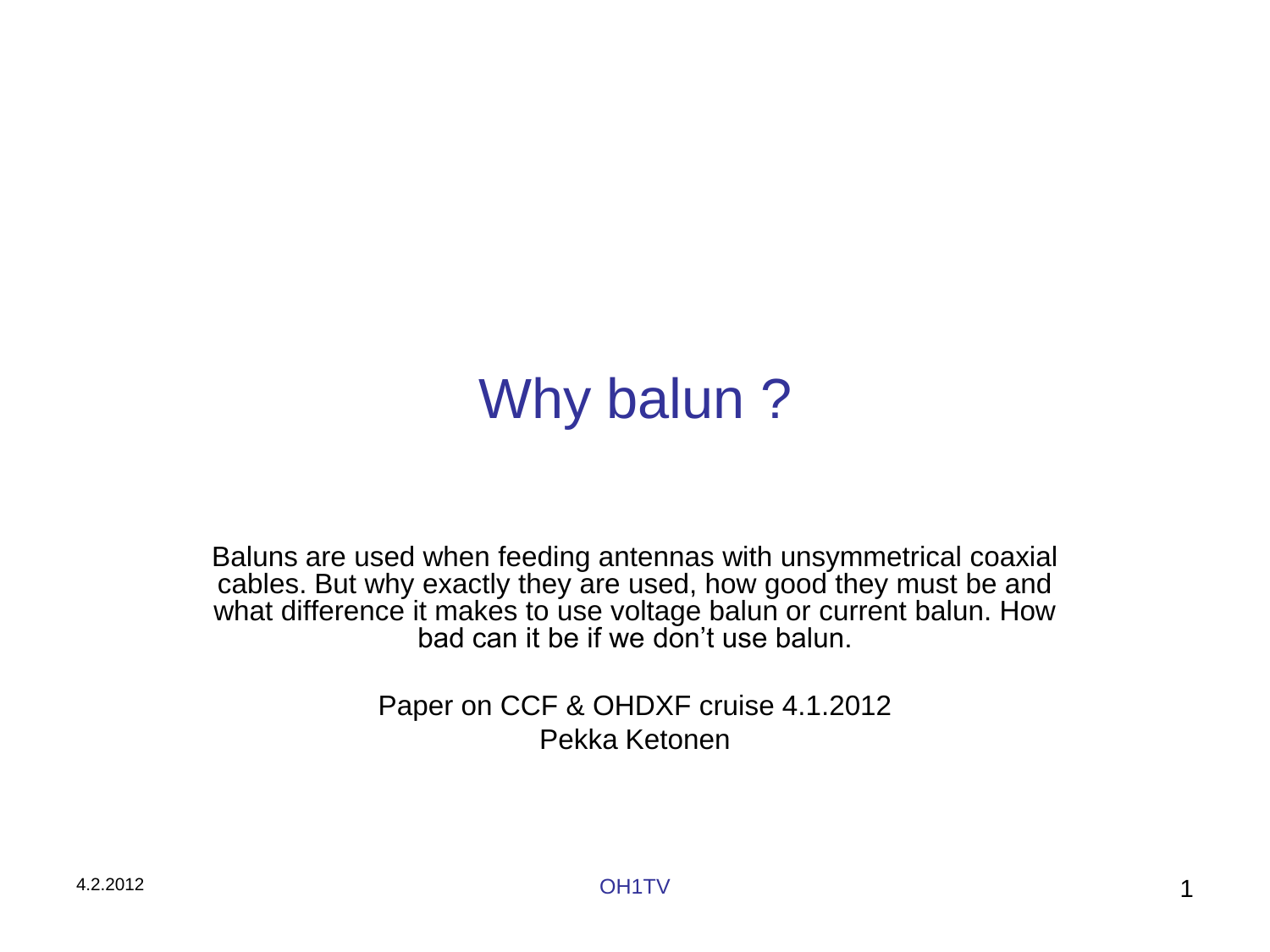# Why balun ?

Baluns are used when feeding antennas with unsymmetrical coaxial cables. But why exactly they are used, how good they must be and what difference it makes to use voltage balun or current balun. How bad can it be if we don’t use balun.

Paper on CCF & OHDXF cruise 4.1.2012
Pekka Ketonen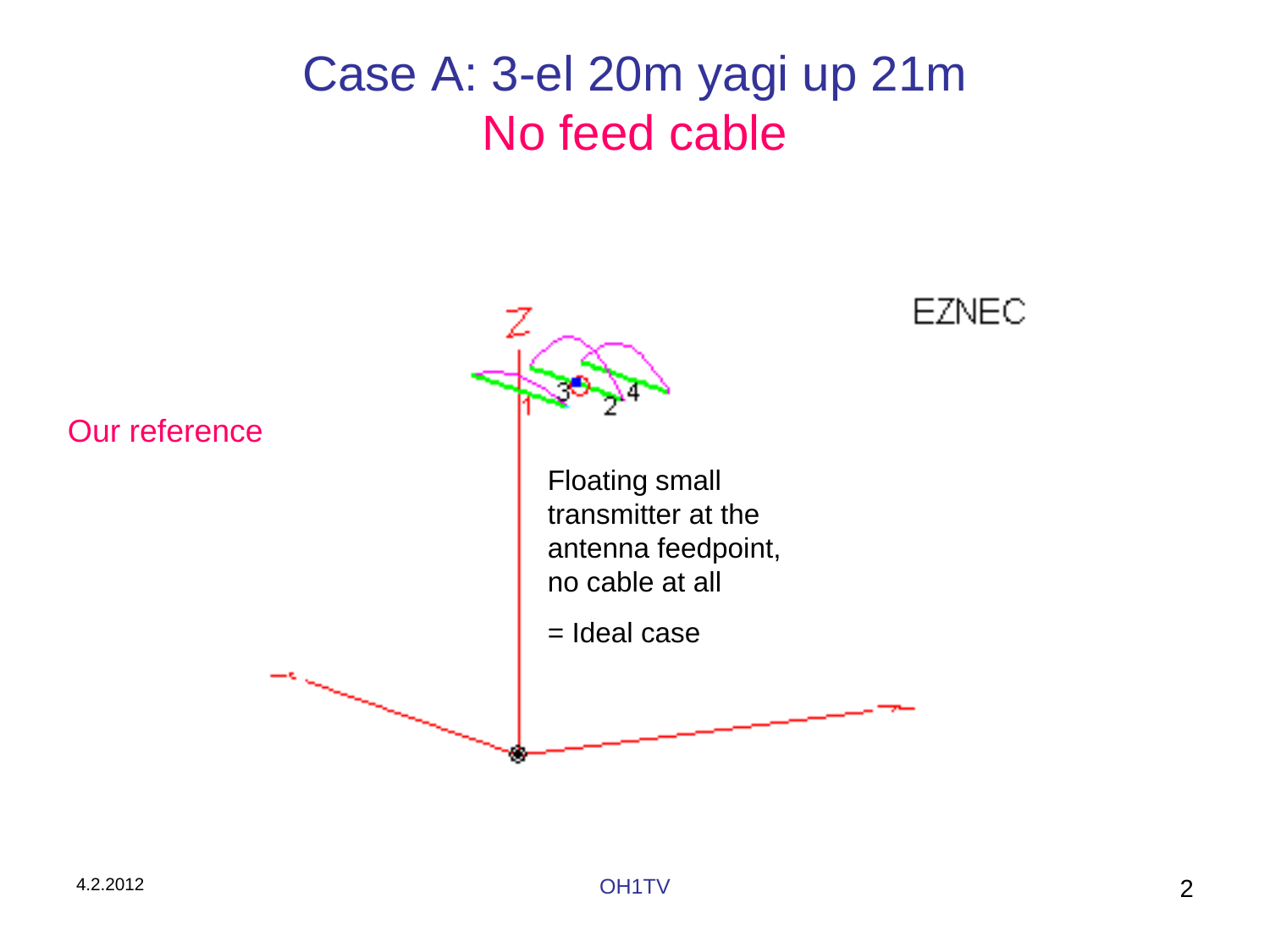# Case A: 3-el 20m yagi up 21m

## No feed cable

Our reference

EZNEC

Floating small transmitter at the antenna feedpoint, no cable at all

= Ideal case

4.2.2012

OH1TV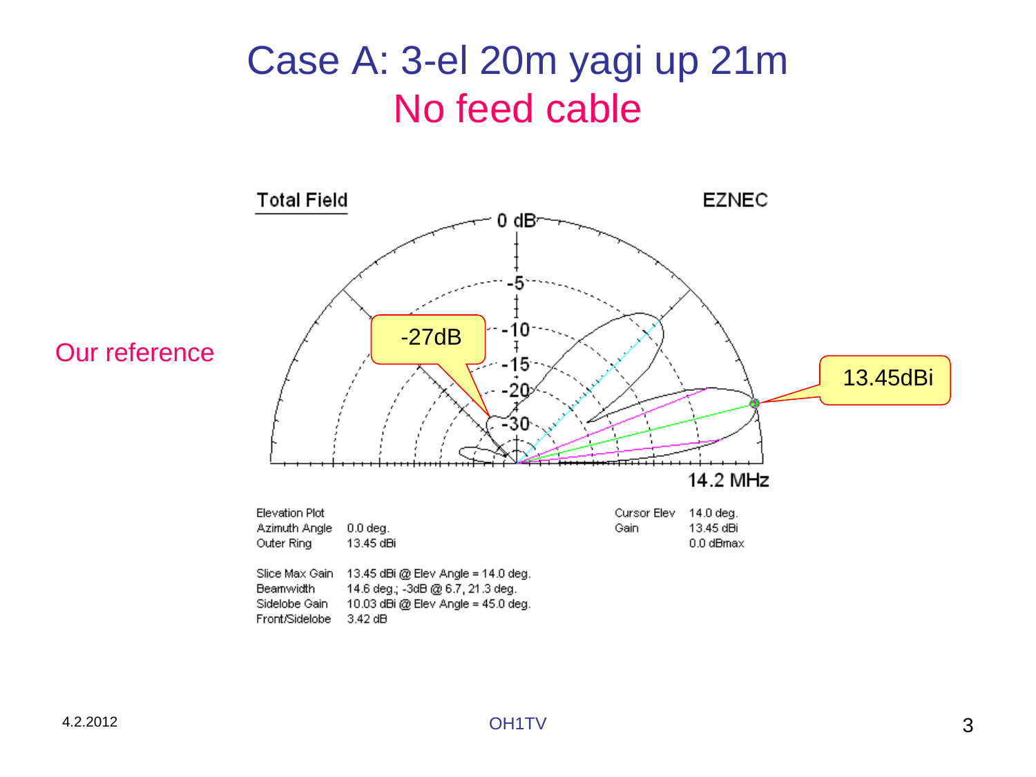# Case A: 3-el 20m yagi up 21m

## No feed cable

Our reference

Total Field — EZNEC

-27dB

13.45dBi

14.2 MHz

| | | | |
|---|---|---|---|
| Elevation Plot | | Cursor Elev | 14.0 deg. |
| Azimuth Angle | 0.0 deg. | Gain | 13.45 dBi |
| Outer Ring | 13.45 dBi | | 0.0 dBmax |

| | |
|---|---|
| Slice Max Gain | 13.45 dBi @ Elev Angle = 14.0 deg. |
| Beamwidth | 14.6 deg.; -3dB @ 6.7, 21.3 deg. |
| Sidelobe Gain | 10.03 dBi @ Elev Angle = 45.0 deg. |
| Front/Sidelobe | 3.42 dB |

4.2.2012

OH1TV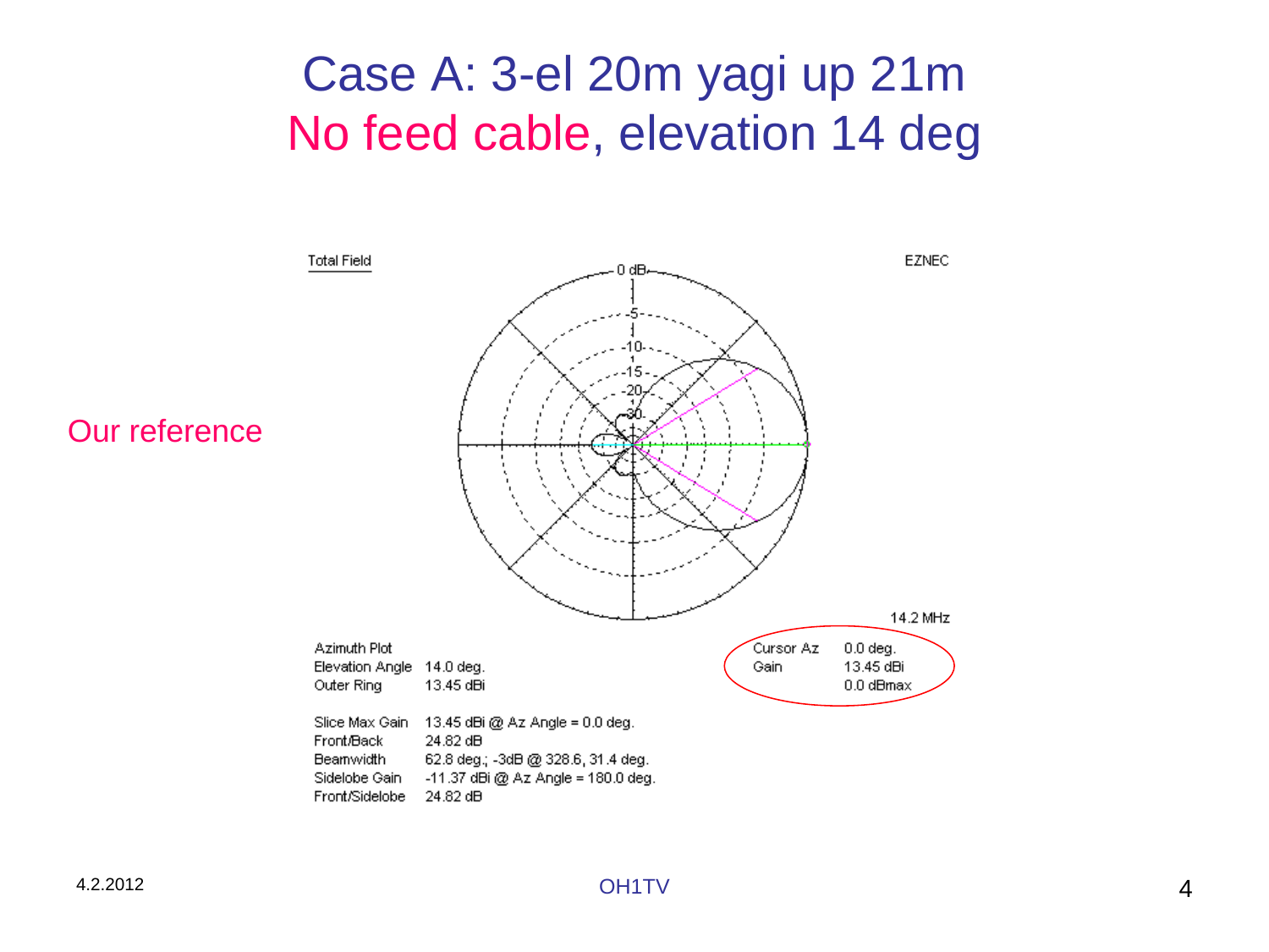# Case A: 3-el 20m yagi up 21m
## No feed cable, elevation 14 deg

Our reference

Total Field

EZNEC

14.2 MHz

Azimuth Plot
Elevation Angle 14.0 deg.
Outer Ring 13.45 dBi

Cursor Az 0.0 deg.
Gain 13.45 dBi
0.0 dBmax

Slice Max Gain 13.45 dBi @ Az Angle = 0.0 deg.
Front/Back 24.82 dB
Beamwidth 62.8 deg.; -3dB @ 328.6, 31.4 deg.
Sidelobe Gain -11.37 dBi @ Az Angle = 180.0 deg.
Front/Sidelobe 24.82 dB

4.2.2012

OH1TV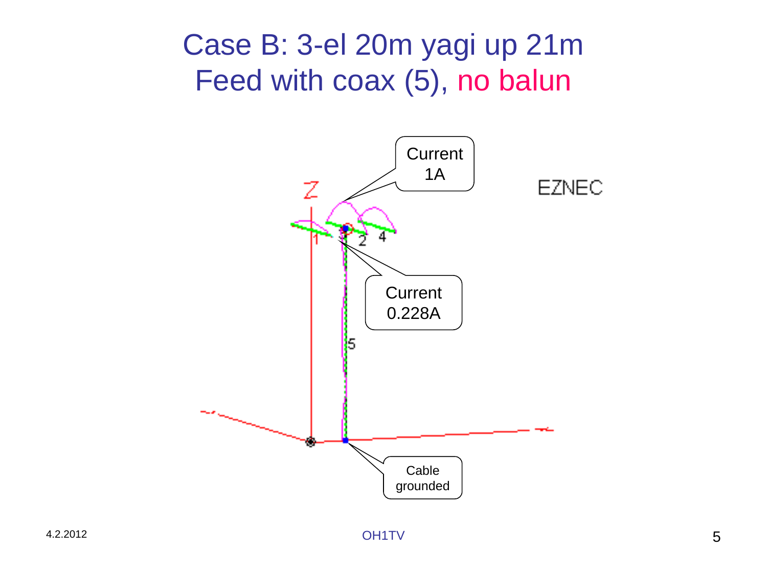# Case B: 3-el 20m yagi up 21m
# Feed with coax (5), no balun

Current 1A

EZNEC

Current 0.228A

Cable grounded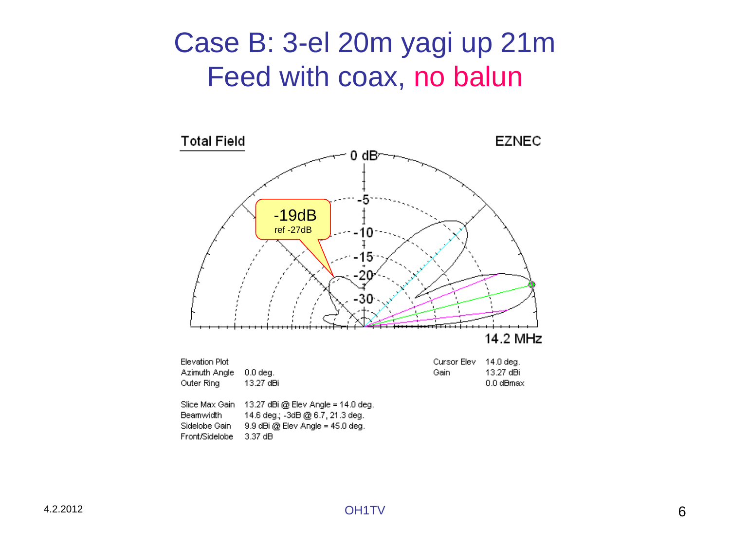# Case B: 3-el 20m yagi up 21m
## Feed with coax, no balun

Total Field

EZNEC

0 dB

-5

-10

-15

-20

-30

-19dB
ref -27dB

14.2 MHz

| | |
|---|---|
| Elevation Plot | |
| Azimuth Angle | 0.0 deg. |
| Outer Ring | 13.27 dBi |

| | |
|---|---|
| Cursor Elev | 14.0 deg. |
| Gain | 13.27 dBi |
| | 0.0 dBmax |

| | |
|---|---|
| Slice Max Gain | 13.27 dBi @ Elev Angle = 14.0 deg. |
| Beamwidth | 14.6 deg.; -3dB @ 6.7, 21.3 deg. |
| Sidelobe Gain | 9.9 dBi @ Elev Angle = 45.0 deg. |
| Front/Sidelobe | 3.37 dB |

4.2.2012

OH1TV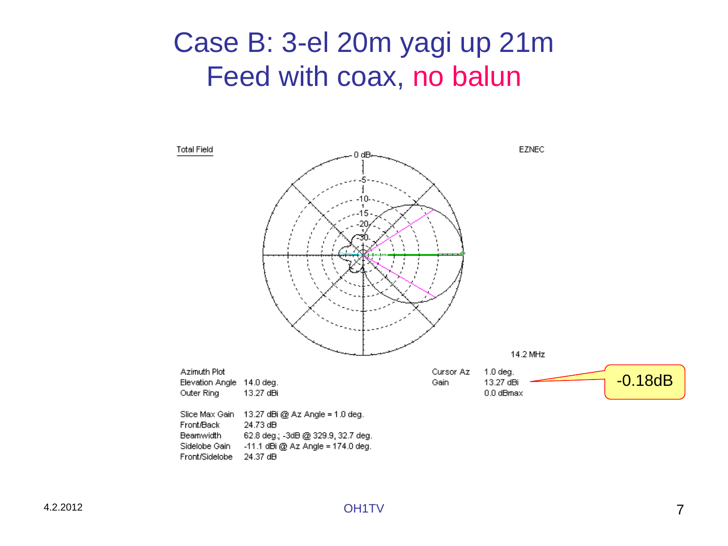# Case B: 3-el 20m yagi up 21m
# Feed with coax, no balun

Total Field

EZNEC

14.2 MHz

Azimuth Plot
Elevation Angle 14.0 deg.
Outer Ring 13.27 dBi

Cursor Az 1.0 deg.
Gain 13.27 dBi
0.0 dBmax

-0.18dB

Slice Max Gain 13.27 dBi @ Az Angle = 1.0 deg.
Front/Back 24.73 dB
Beamwidth 62.8 deg.; -3dB @ 329.9, 32.7 deg.
Sidelobe Gain -11.1 dBi @ Az Angle = 174.0 deg.
Front/Sidelobe 24.37 dB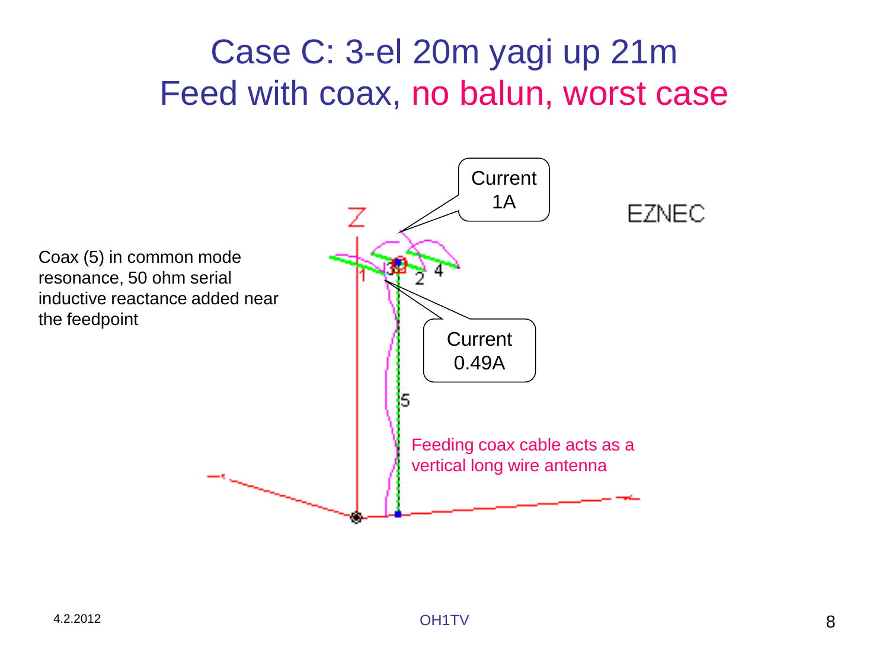# Case C: 3-el 20m yagi up 21m
## Feed with coax, no balun, worst case

Coax (5) in common mode resonance, 50 ohm serial inductive reactance added near the feedpoint

Current 1A

Current 0.49A

EZNEC

Feeding coax cable acts as a vertical long wire antenna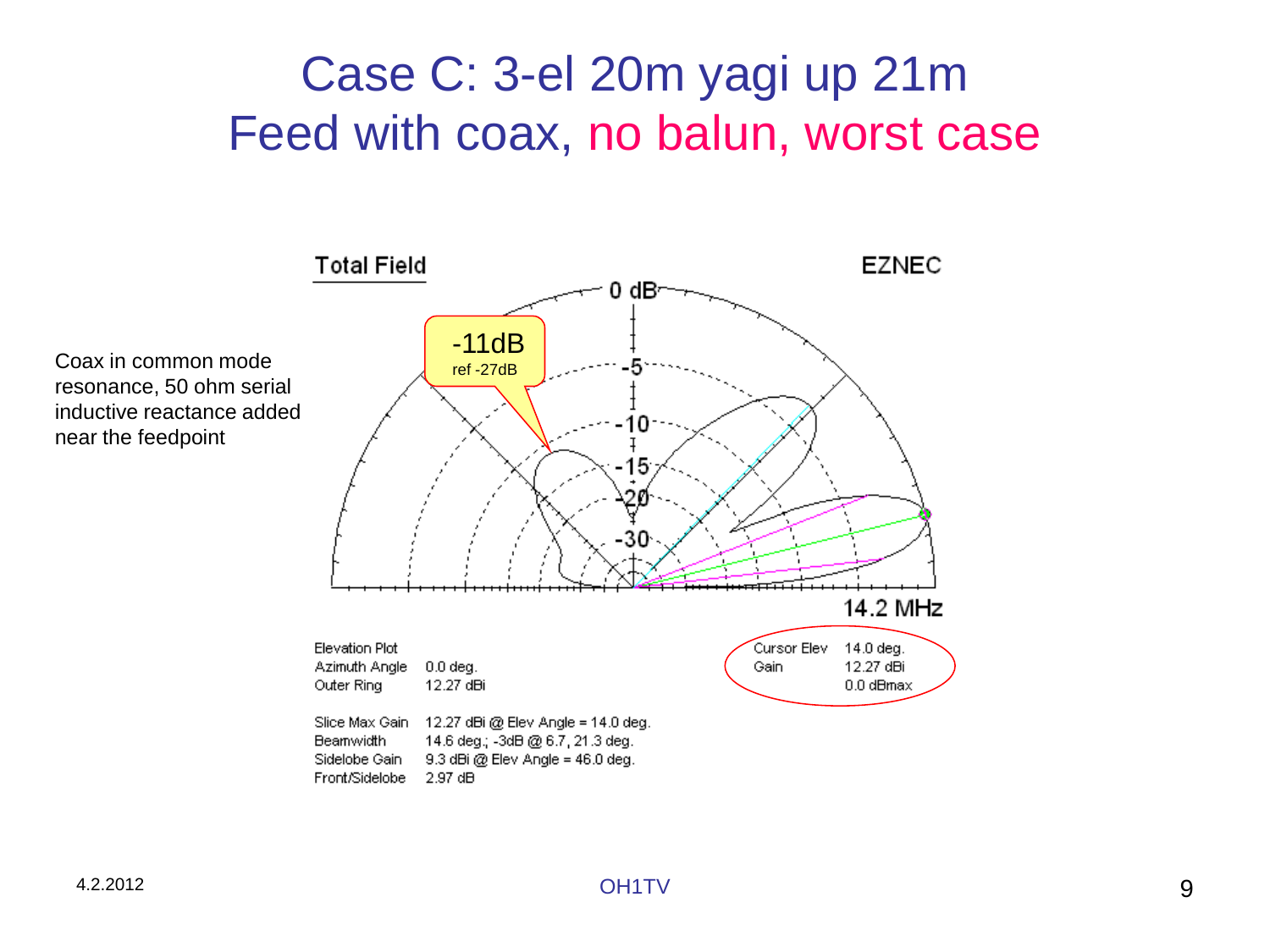# Case C: 3-el 20m yagi up 21m
# Feed with coax, no balun, worst case

Coax in common mode resonance, 50 ohm serial inductive reactance added near the feedpoint

Total Field

EZNEC

-11dB
ref -27dB

14.2 MHz

| Elevation Plot | |
|---|---|
| Azimuth Angle | 0.0 deg. |
| Outer Ring | 12.27 dBi |

| Cursor Elev | 14.0 deg. |
|---|---|
| Gain | 12.27 dBi |
| | 0.0 dBmax |

| Slice Max Gain | 12.27 dBi @ Elev Angle = 14.0 deg. |
|---|---|
| Beamwidth | 14.6 deg.; -3dB @ 6.7, 21.3 deg. |
| Sidelobe Gain | 9.3 dBi @ Elev Angle = 46.0 deg. |
| Front/Sidelobe | 2.97 dB |

4.2.2012

OH1TV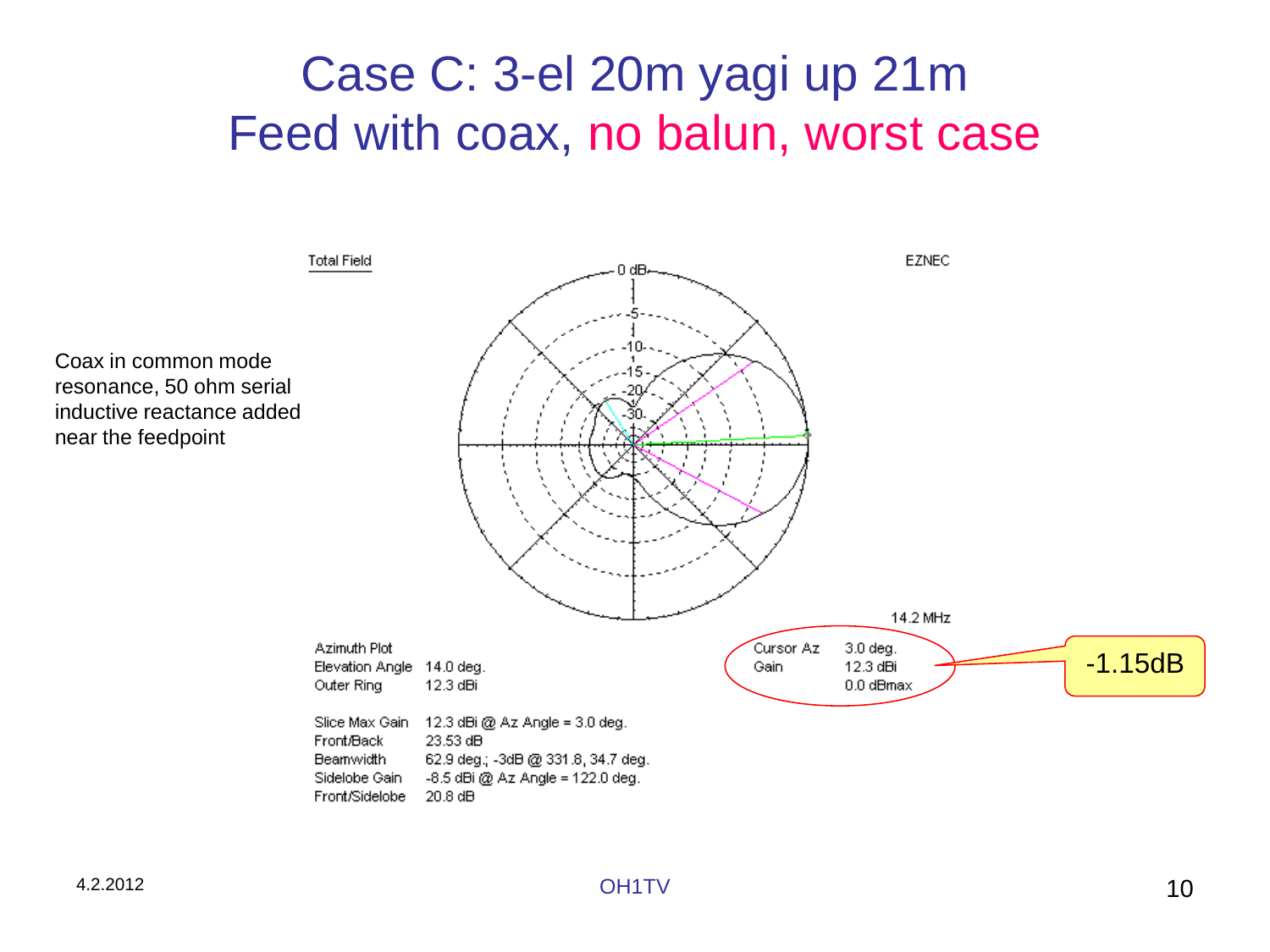# Case C: 3-el 20m yagi up 21m
# Feed with coax, no balun, worst case

Coax in common mode resonance, 50 ohm serial inductive reactance added near the feedpoint

Total Field

EZNEC

14.2 MHz

Azimuth Plot
Elevation Angle 14.0 deg.
Outer Ring 12.3 dBi

Cursor Az 3.0 deg.
Gain 12.3 dBi
0.0 dBmax

-1.15dB

Slice Max Gain 12.3 dBi @ Az Angle = 3.0 deg.
Front/Back 23.53 dB
Beamwidth 62.9 deg.; -3dB @ 331.8, 34.7 deg.
Sidelobe Gain -8.5 dBi @ Az Angle = 122.0 deg.
Front/Sidelobe 20.8 dB

4.2.2012

OH1TV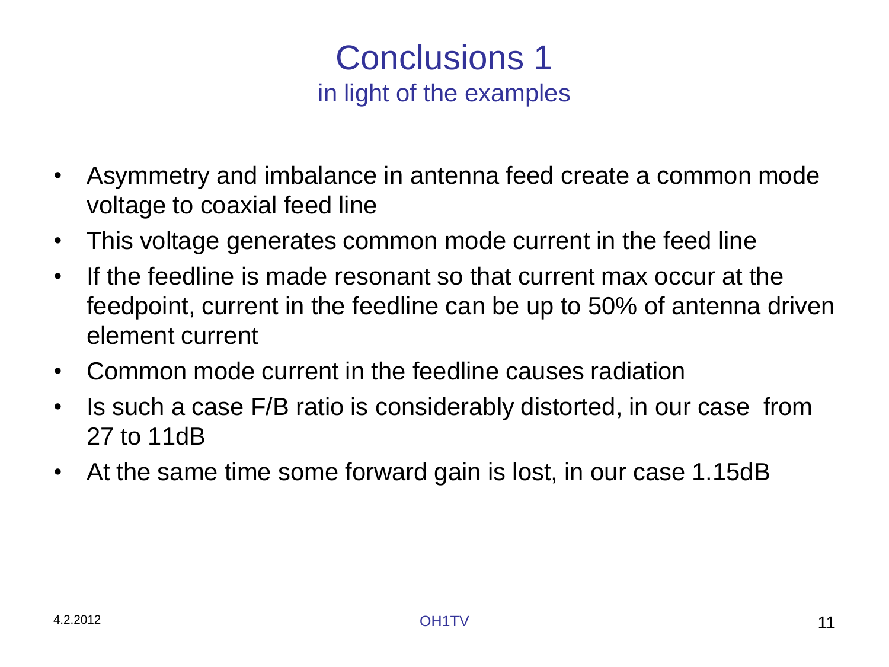# Conclusions 1

## in light of the examples

- Asymmetry and imbalance in antenna feed create a common mode voltage to coaxial feed line
- This voltage generates common mode current in the feed line
- If the feedline is made resonant so that current max occur at the feedpoint, current in the feedline can be up to 50% of antenna driven element current
- Common mode current in the feedline causes radiation
- Is such a case F/B ratio is considerably distorted, in our case  from 27 to 11dB
- At the same time some forward gain is lost, in our case 1.15dB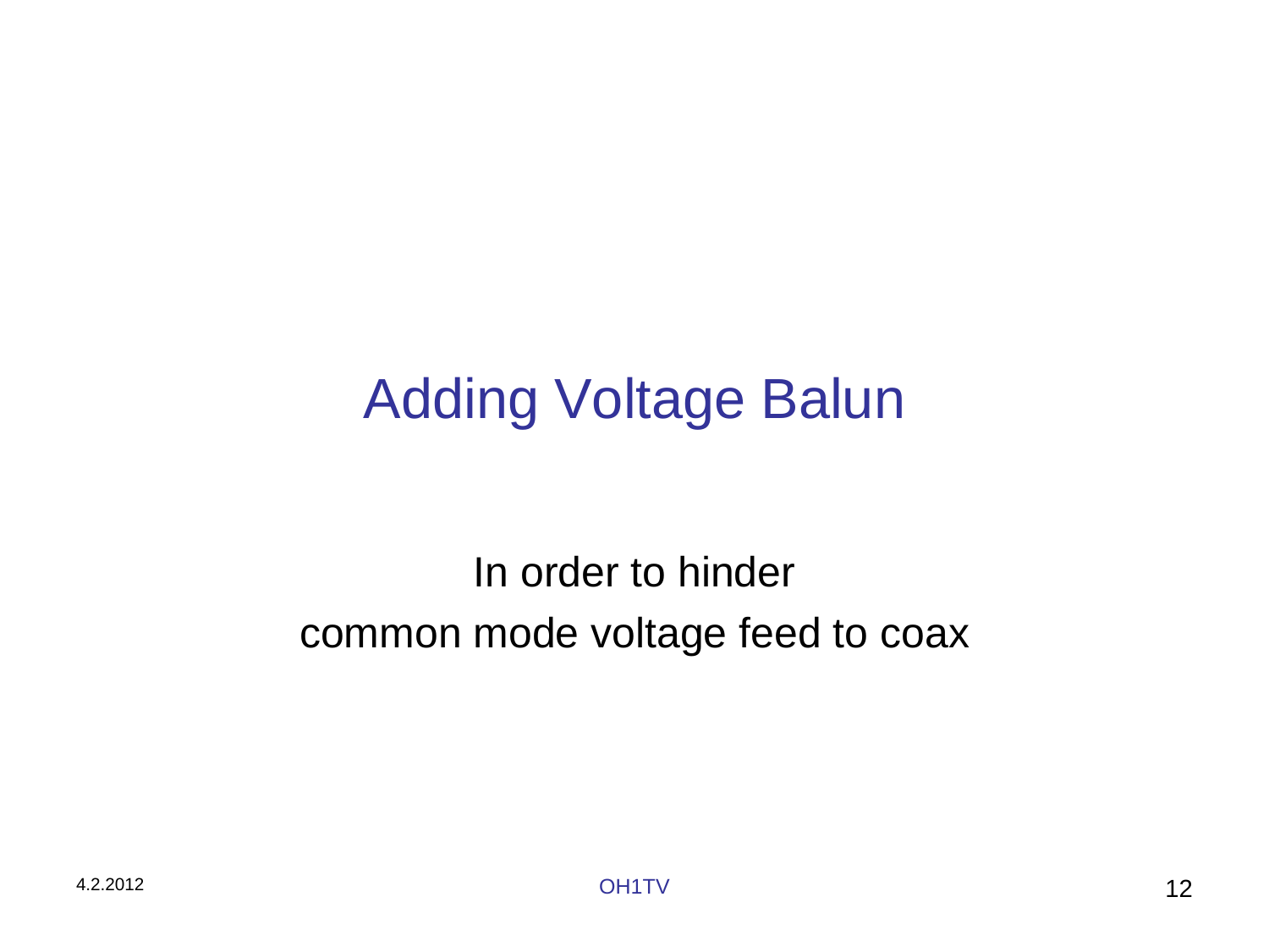# Adding Voltage Balun

In order to hinder
common mode voltage feed to coax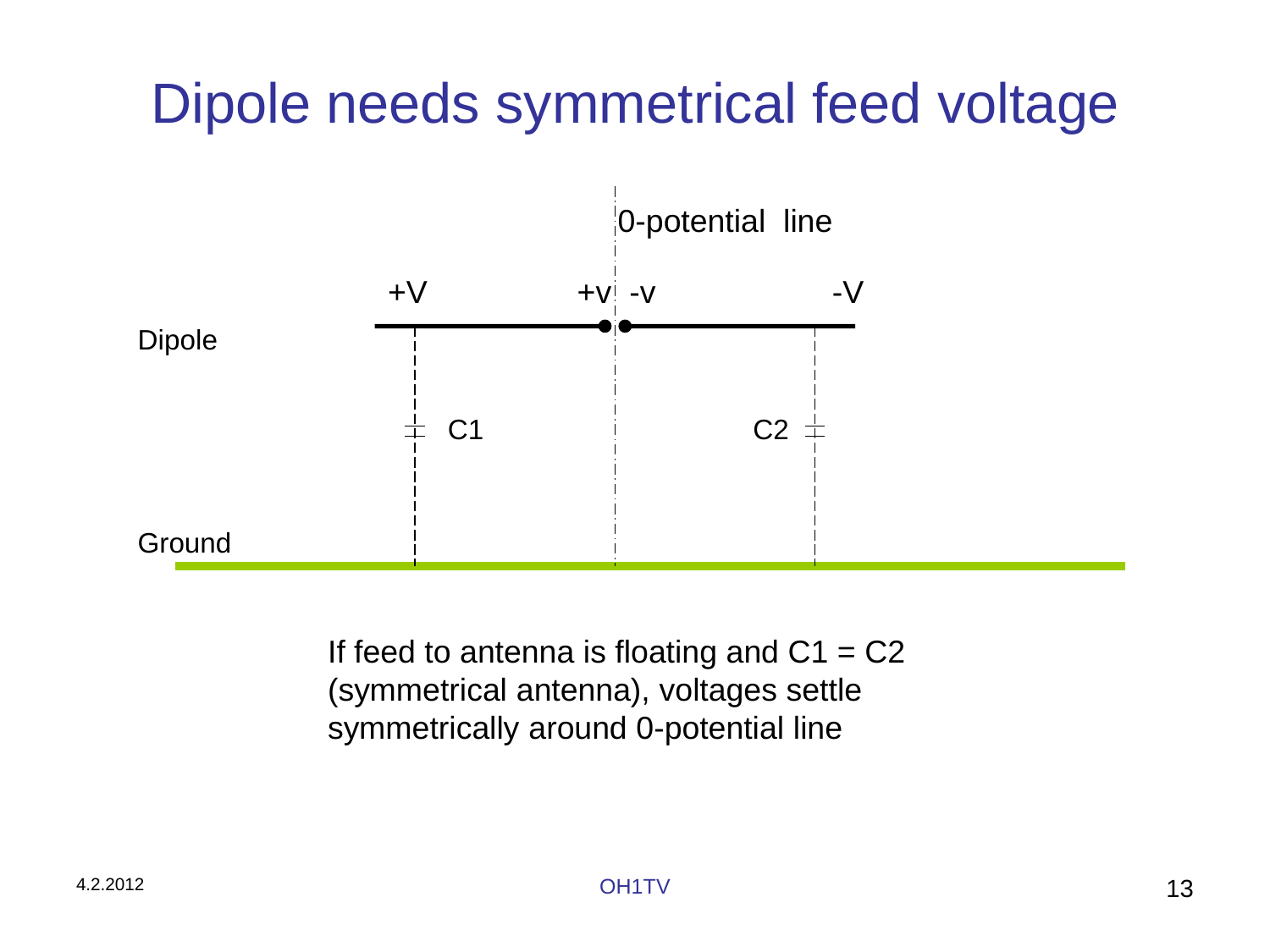# Dipole needs symmetrical feed voltage

0-potential line

+V     +v  -v     -V

Dipole

C1     C2

Ground

If feed to antenna is floating and C1 = C2 (symmetrical antenna), voltages settle symmetrically around 0-potential line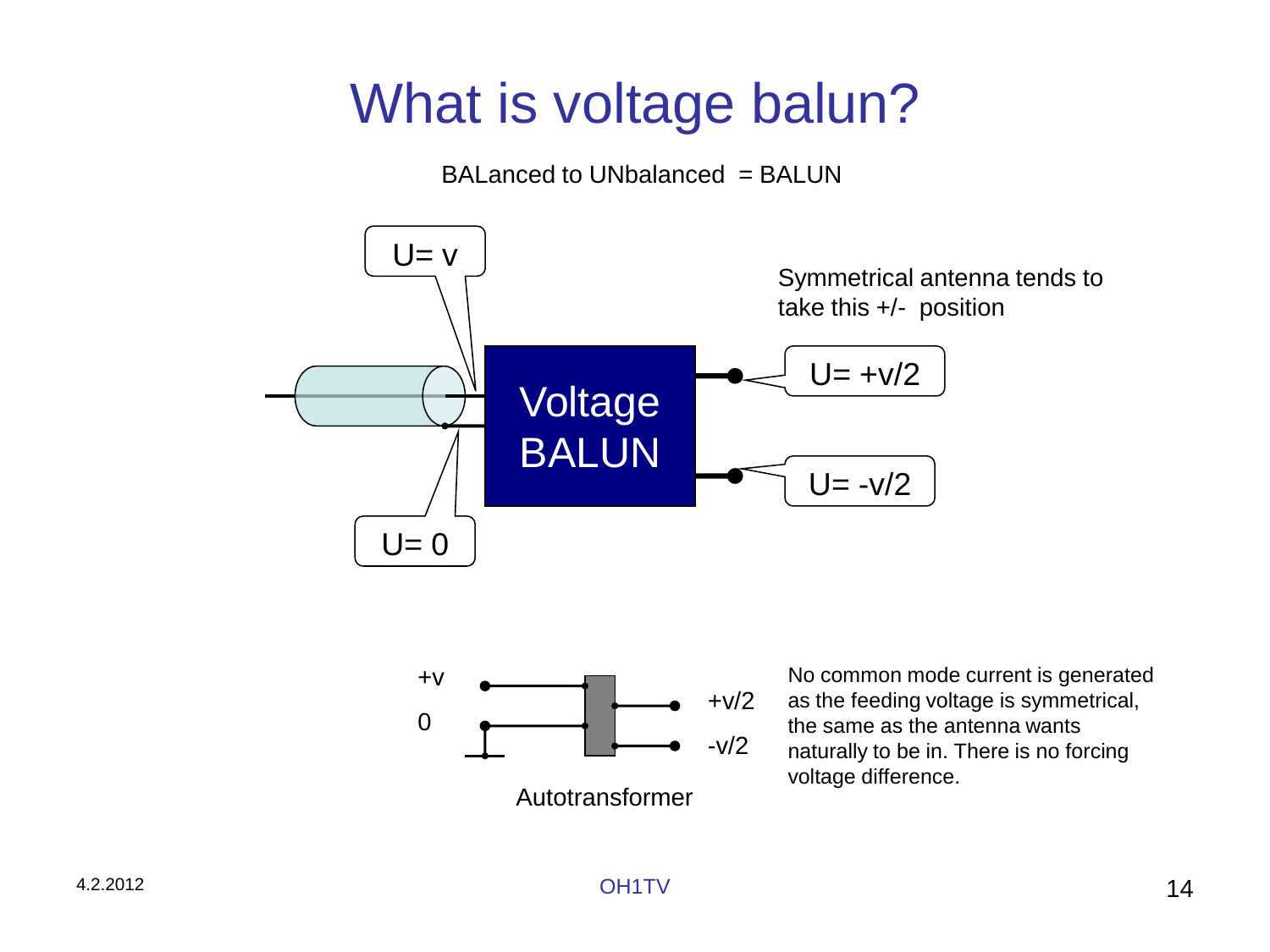# What is voltage balun?

BALanced to UNbalanced = BALUN

U= v

U= 0

Voltage BALUN

Symmetrical antenna tends to take this +/- position

U= +v/2

U= -v/2

+v

0

+v/2

-v/2

Autotransformer

No common mode current is generated as the feeding voltage is symmetrical, the same as the antenna wants naturally to be in. There is no forcing voltage difference.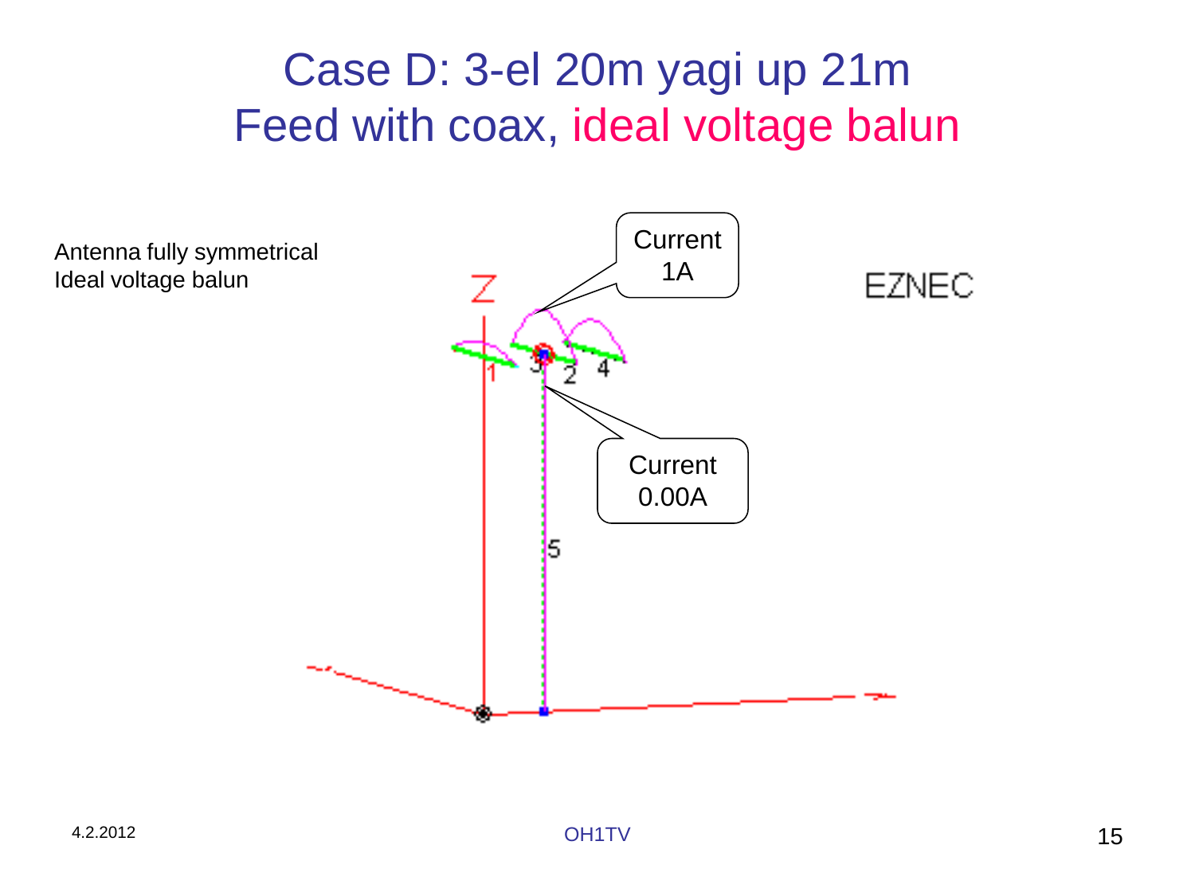# Case D: 3-el 20m yagi up 21m
# Feed with coax, ideal voltage balun

Antenna fully symmetrical
Ideal voltage balun

Current 1A

Current 0.00A

EZNEC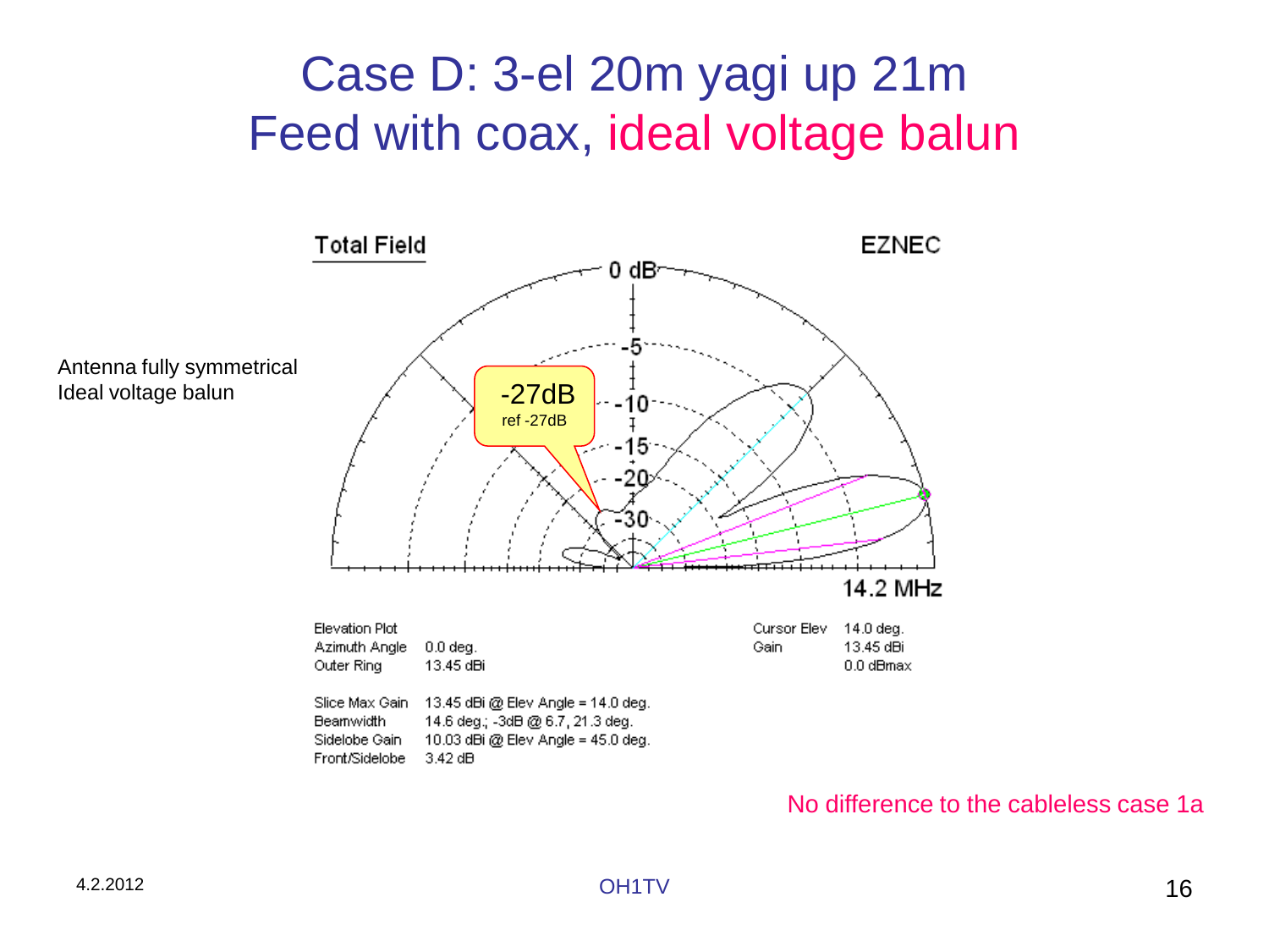# Case D: 3-el 20m yagi up 21m
# Feed with coax, ideal voltage balun

Antenna fully symmetrical
Ideal voltage balun

Total Field

EZNEC

0 dB

-5

-10

-15

-20

-30

-27dB
ref -27dB

14.2 MHz

| | |
|---|---|
| Elevation Plot | |
| Azimuth Angle | 0.0 deg. |
| Outer Ring | 13.45 dBi |

| | |
|---|---|
| Cursor Elev | 14.0 deg. |
| Gain | 13.45 dBi |
| | 0.0 dBmax |

| | |
|---|---|
| Slice Max Gain | 13.45 dBi @ Elev Angle = 14.0 deg. |
| Beamwidth | 14.6 deg.; -3dB @ 6.7, 21.3 deg. |
| Sidelobe Gain | 10.03 dBi @ Elev Angle = 45.0 deg. |
| Front/Sidelobe | 3.42 dB |

No difference to the cableless case 1a

4.2.2012

OH1TV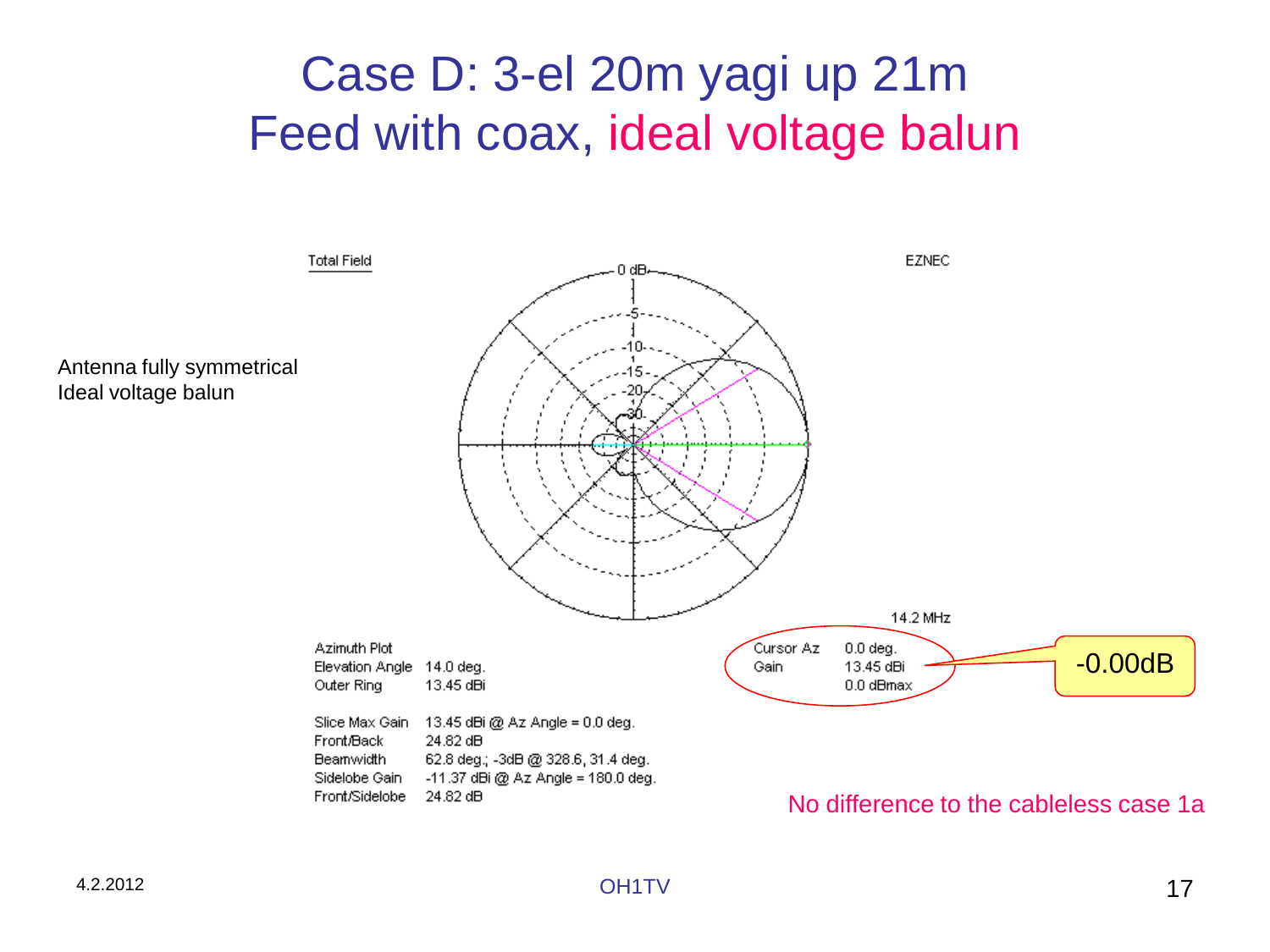# Case D: 3-el 20m yagi up 21m
# Feed with coax, ideal voltage balun

Antenna fully symmetrical
Ideal voltage balun

Total Field

EZNEC

14.2 MHz

| Azimuth Plot | |
|---|---|
| Elevation Angle | 14.0 deg. |
| Outer Ring | 13.45 dBi |

| | |
|---|---|
| Slice Max Gain | 13.45 dBi @ Az Angle = 0.0 deg. |
| Front/Back | 24.82 dB |
| Beamwidth | 62.8 deg.; -3dB @ 328.6, 31.4 deg. |
| Sidelobe Gain | -11.37 dBi @ Az Angle = 180.0 deg. |
| Front/Sidelobe | 24.82 dB |

| | |
|---|---|
| Cursor Az | 0.0 deg. |
| Gain | 13.45 dBi |
| | 0.0 dBmax |

-0.00dB

No difference to the cableless case 1a

4.2.2012

OH1TV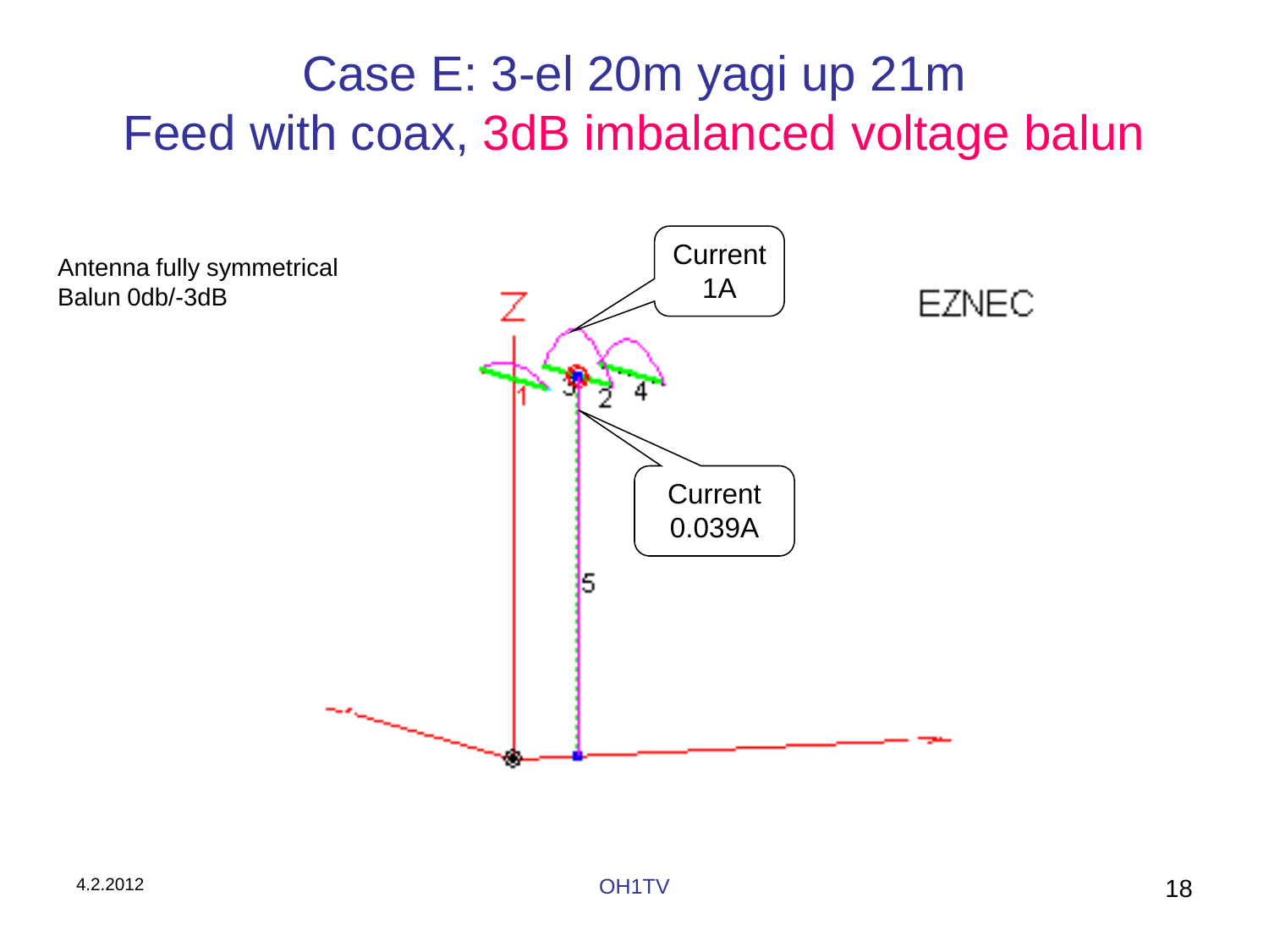# Case E: 3-el 20m yagi up 21m
# Feed with coax, 3dB imbalanced voltage balun

Antenna fully symmetrical
Balun 0db/-3dB

Current 1A

Current 0.039A

EZNEC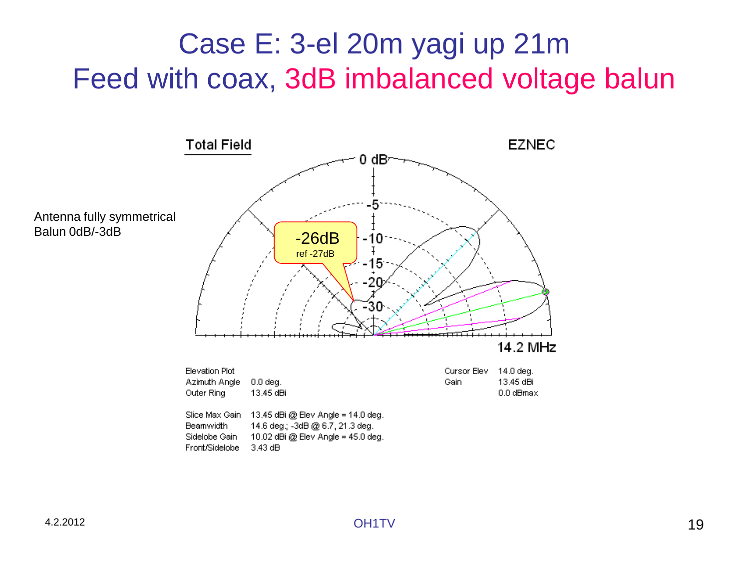# Case E: 3-el 20m yagi up 21m
# Feed with coax, 3dB imbalanced voltage balun

Antenna fully symmetrical
Balun 0dB/-3dB

-26dB
ref -27dB

Total Field

EZNEC

14.2 MHz

Elevation Plot
Azimuth Angle 0.0 deg.
Outer Ring 13.45 dBi

Cursor Elev 14.0 deg.
Gain 13.45 dBi
0.0 dBmax

Slice Max Gain 13.45 dBi @ Elev Angle = 14.0 deg.
Beamwidth 14.6 deg.; -3dB @ 6.7, 21.3 deg.
Sidelobe Gain 10.02 dBi @ Elev Angle = 45.0 deg.
Front/Sidelobe 3.43 dB

4.2.2012

OH1TV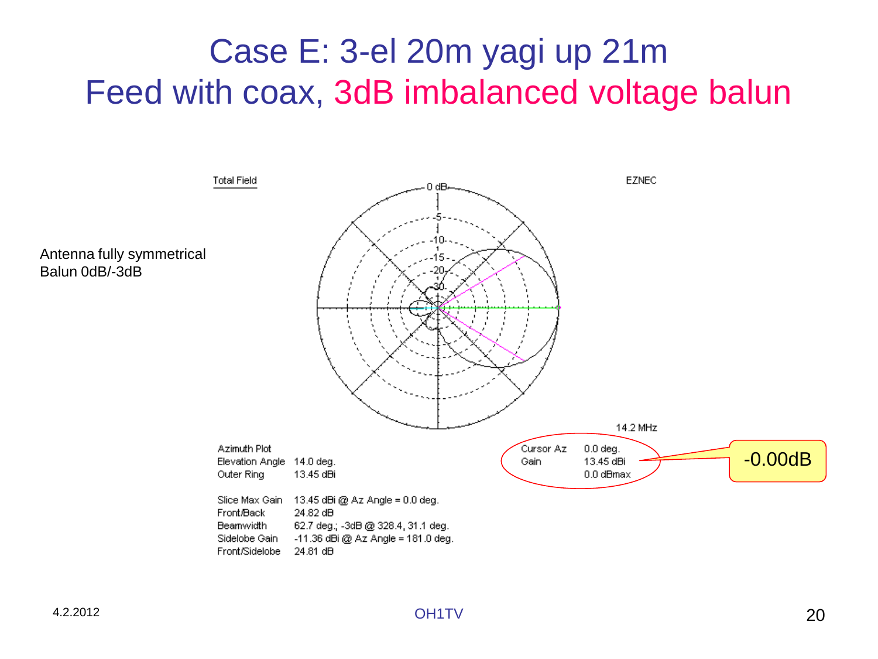# Case E: 3-el 20m yagi up 21m
# Feed with coax, 3dB imbalanced voltage balun

Antenna fully symmetrical
Balun 0dB/-3dB

Total Field

EZNEC

0 dB

-5

-10

-15

-20

-30

14.2 MHz

Azimuth Plot
Elevation Angle 14.0 deg.
Outer Ring 13.45 dBi

Cursor Az 0.0 deg.
Gain 13.45 dBi
0.0 dBmax

-0.00dB

Slice Max Gain 13.45 dBi @ Az Angle = 0.0 deg.
Front/Back 24.82 dB
Beamwidth 62.7 deg.; -3dB @ 328.4, 31.1 deg.
Sidelobe Gain -11.36 dBi @ Az Angle = 181.0 deg.
Front/Sidelobe 24.81 dB

4.2.2012

OH1TV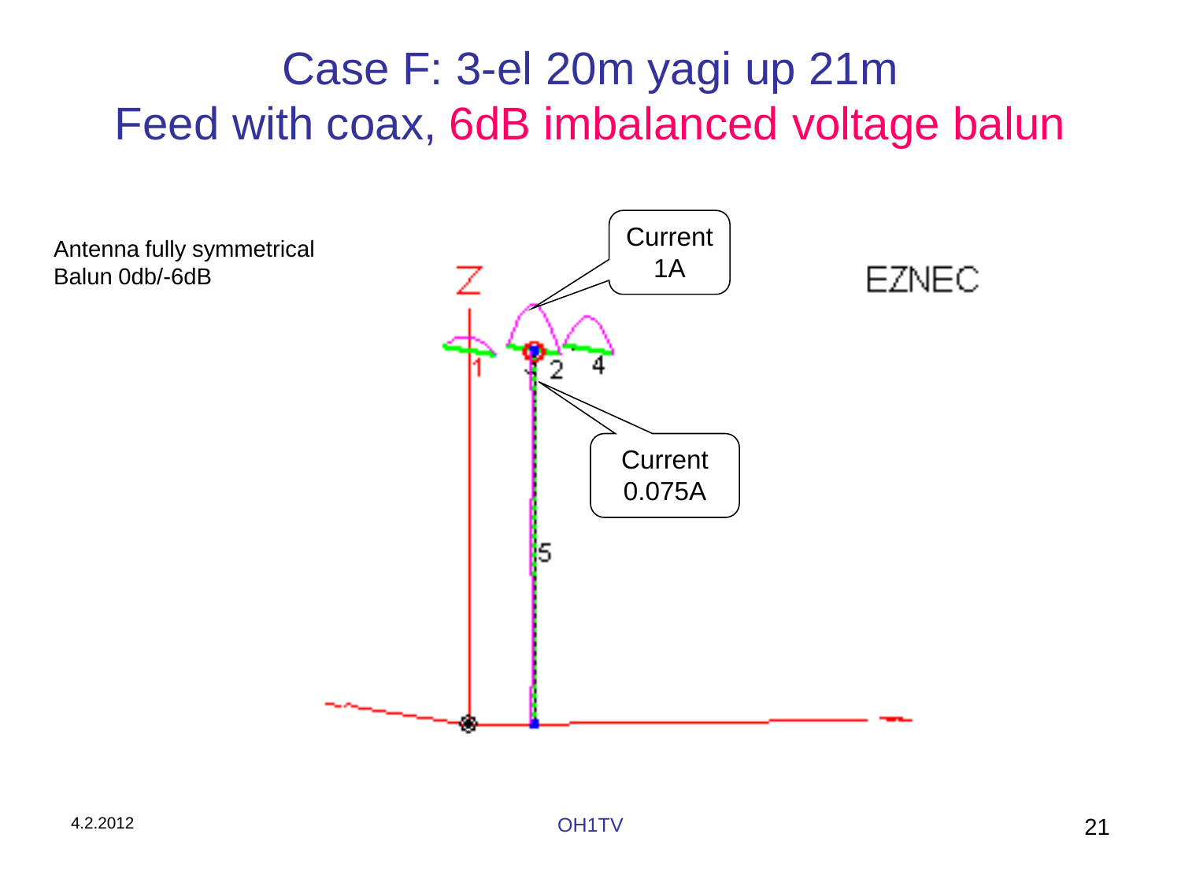# Case F: 3-el 20m yagi up 21m
# Feed with coax, 6dB imbalanced voltage balun

Antenna fully symmetrical
Balun 0db/-6dB

Current 1A

Current 0.075A

EZNEC

4.2.2012

OH1TV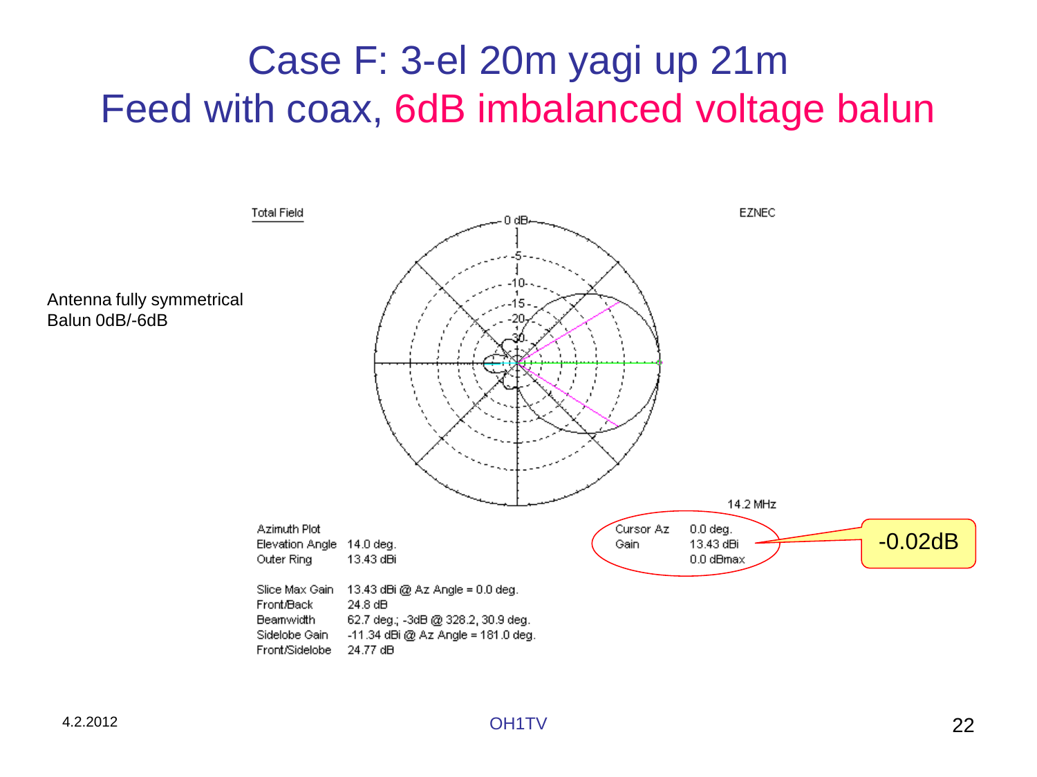# Case F: 3-el 20m yagi up 21m
# Feed with coax, 6dB imbalanced voltage balun

Antenna fully symmetrical
Balun 0dB/-6dB

Total Field

EZNEC

14.2 MHz

Azimuth Plot
Elevation Angle 14.0 deg.
Outer Ring 13.43 dBi

Cursor Az 0.0 deg.
Gain 13.43 dBi
0.0 dBmax

-0.02dB

Slice Max Gain 13.43 dBi @ Az Angle = 0.0 deg.
Front/Back 24.8 dB
Beamwidth 62.7 deg.; -3dB @ 328.2, 30.9 deg.
Sidelobe Gain -11.34 dBi @ Az Angle = 181.0 deg.
Front/Sidelobe 24.77 dB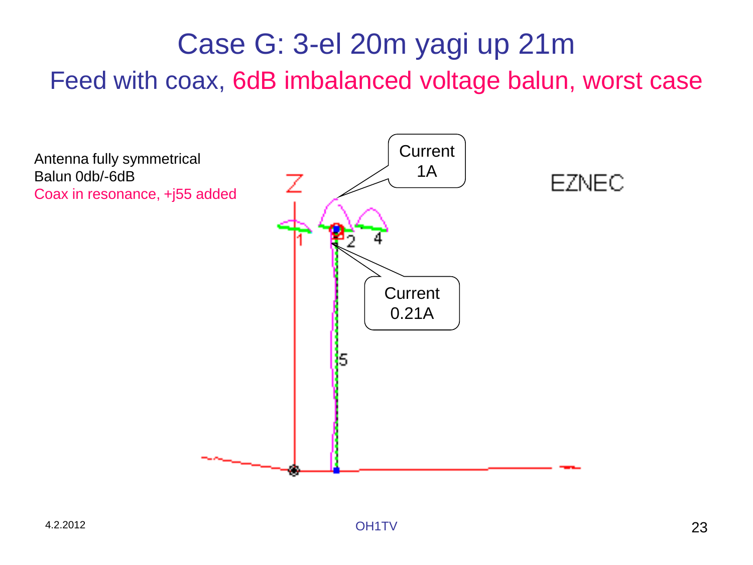# Case G: 3-el 20m yagi up 21m

## Feed with coax, 6dB imbalanced voltage balun, worst case

Antenna fully symmetrical
Balun 0db/-6dB
Coax in resonance, +j55 added

Current 1A

Current 0.21A

EZNEC

4.2.2012

OH1TV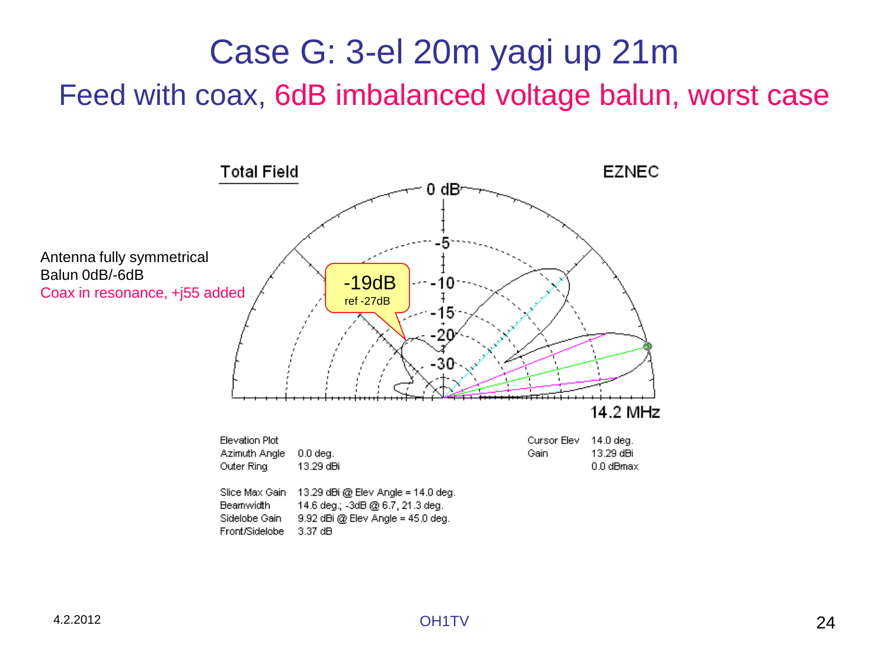# Case G: 3-el 20m yagi up 21m

## Feed with coax, 6dB imbalanced voltage balun, worst case

Antenna fully symmetrical
Balun 0dB/-6dB
Coax in resonance, +j55 added

-19dB
ref -27dB

Total Field

EZNEC

0 dB
-5
-10
-15
-20
-30

14.2 MHz

| Elevation Plot | | | Cursor Elev | 14.0 deg. |
|---|---|---|---|---|
| Azimuth Angle | 0.0 deg. | | Gain | 13.29 dBi |
| Outer Ring | 13.29 dBi | | | 0.0 dBmax |

| | |
|---|---|
| Slice Max Gain | 13.29 dBi @ Elev Angle = 14.0 deg. |
| Beamwidth | 14.6 deg.; -3dB @ 6.7, 21.3 deg. |
| Sidelobe Gain | 9.92 dBi @ Elev Angle = 45.0 deg. |
| Front/Sidelobe | 3.37 dB |

4.2.2012

OH1TV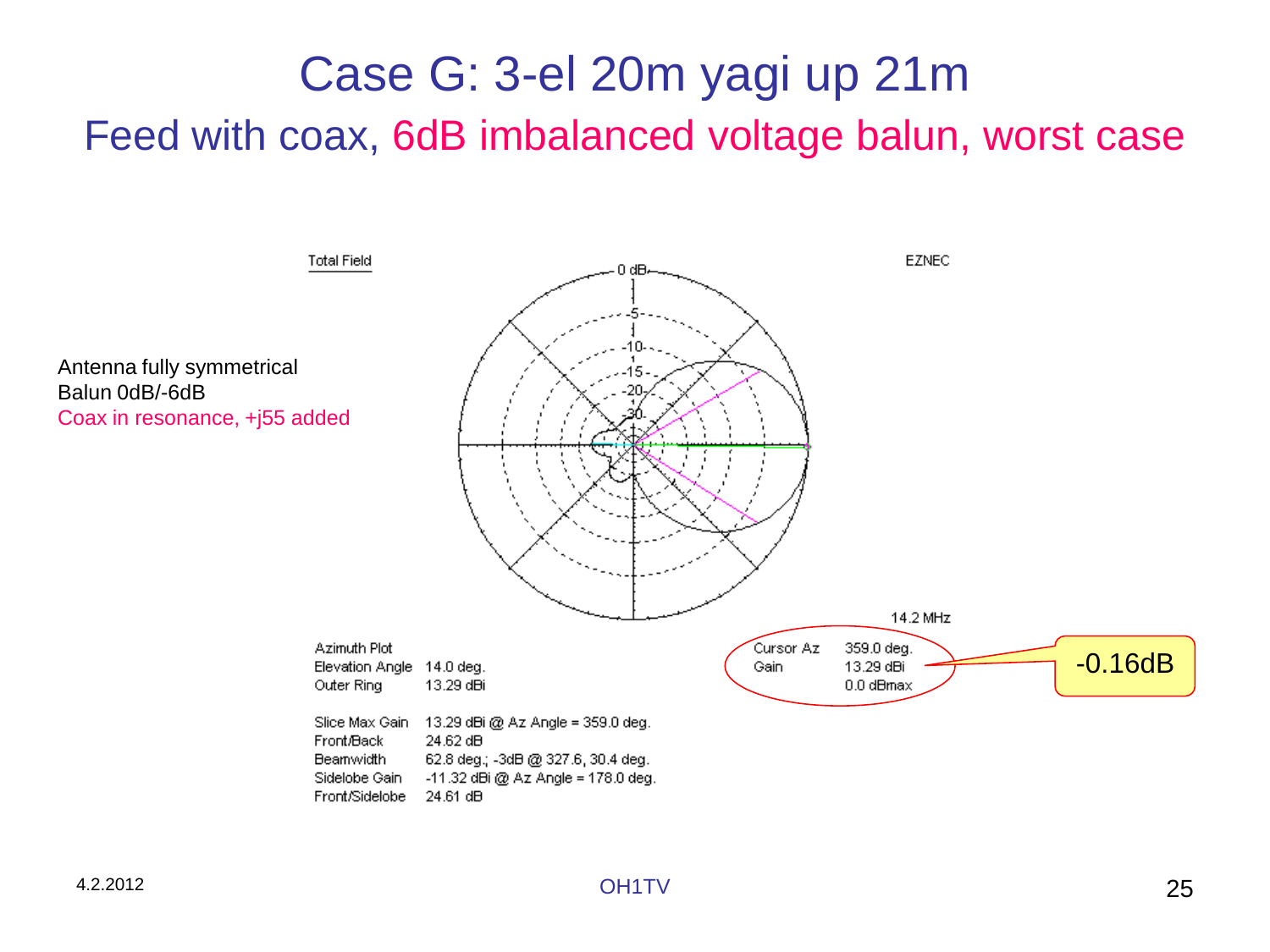# Case G: 3-el 20m yagi up 21m

## Feed with coax, 6dB imbalanced voltage balun, worst case

Antenna fully symmetrical
Balun 0dB/-6dB
Coax in resonance, +j55 added

Total Field

EZNEC

14.2 MHz

| | |
|---|---|
| Azimuth Plot | |
| Elevation Angle | 14.0 deg. |
| Outer Ring | 13.29 dBi |

| | |
|---|---|
| Cursor Az | 359.0 deg. |
| Gain | 13.29 dBi |
| | 0.0 dBmax |

-0.16dB

| | |
|---|---|
| Slice Max Gain | 13.29 dBi @ Az Angle = 359.0 deg. |
| Front/Back | 24.62 dB |
| Beamwidth | 62.8 deg.; -3dB @ 327.6, 30.4 deg. |
| Sidelobe Gain | -11.32 dBi @ Az Angle = 178.0 deg. |
| Front/Sidelobe | 24.61 dB |

4.2.2012

OH1TV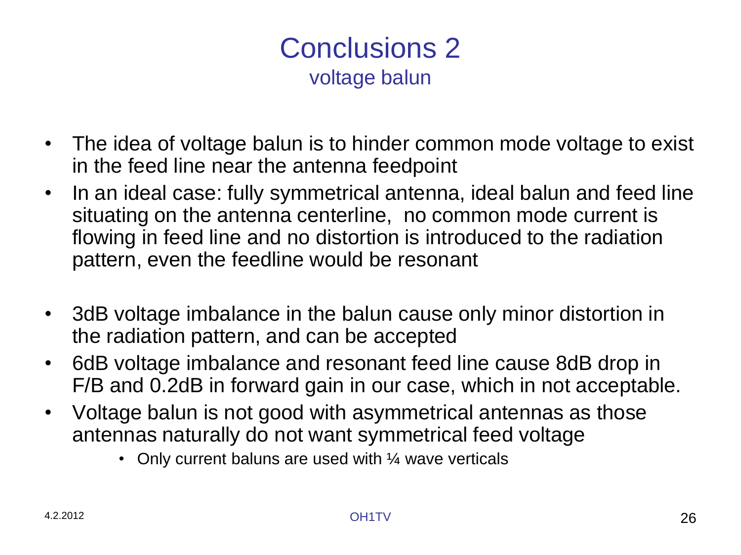# Conclusions 2

## voltage balun

- The idea of voltage balun is to hinder common mode voltage to exist in the feed line near the antenna feedpoint
- In an ideal case: fully symmetrical antenna, ideal balun and feed line situating on the antenna centerline,  no common mode current is flowing in feed line and no distortion is introduced to the radiation pattern, even the feedline would be resonant

- 3dB voltage imbalance in the balun cause only minor distortion in the radiation pattern, and can be accepted
- 6dB voltage imbalance and resonant feed line cause 8dB drop in F/B and 0.2dB in forward gain in our case, which in not acceptable.
- Voltage balun is not good with asymmetrical antennas as those antennas naturally do not want symmetrical feed voltage
  - Only current baluns are used with ¼ wave verticals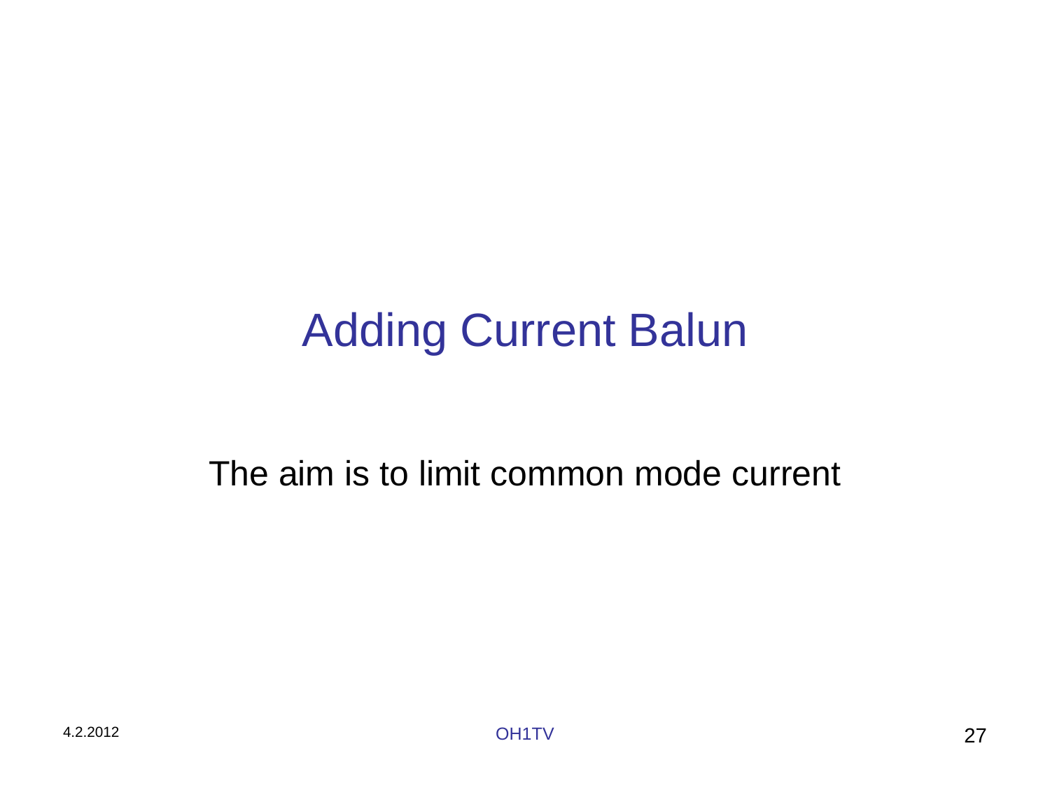# Adding Current Balun

The aim is to limit common mode current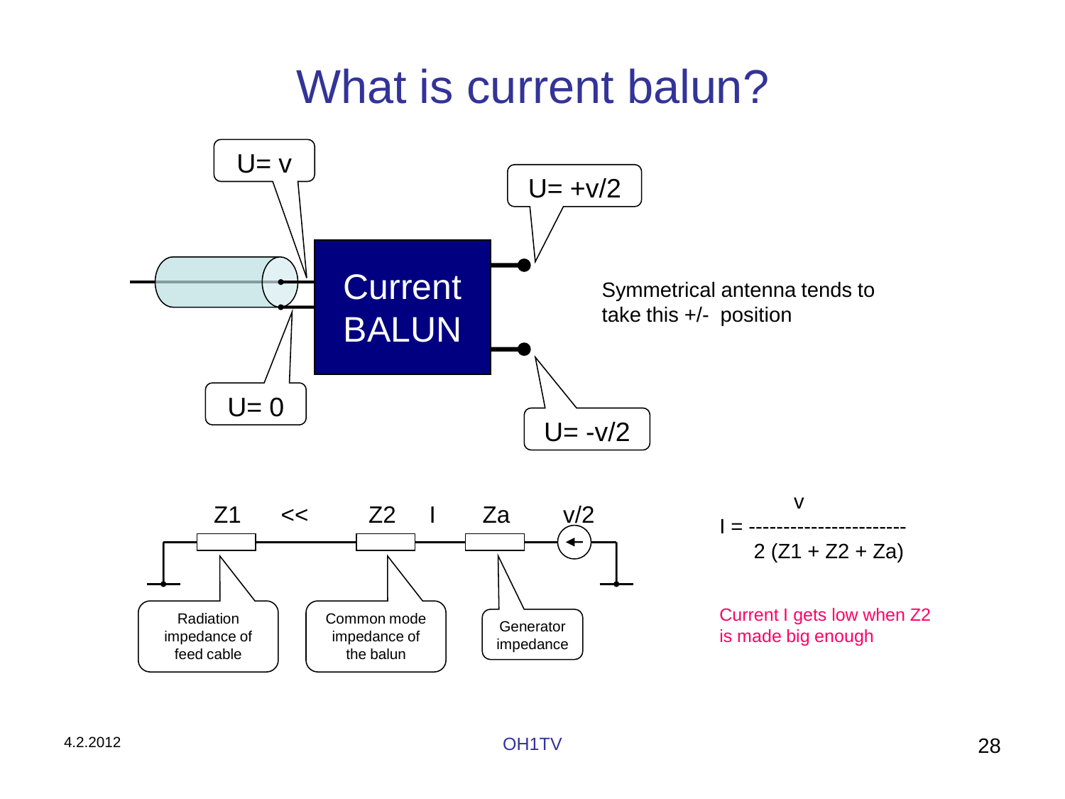# What is current balun?

U= v

U= 0

Current BALUN

U= +v/2

U= -v/2

Symmetrical antenna tends to take this +/- position

Z1 << Z2 I Za v/2

Radiation impedance of feed cable

Common mode impedance of the balun

Generator impedance

$$I = \frac{v}{2\,(Z1 + Z2 + Za)}$$

Current I gets low when Z2 is made big enough

4.2.2012

OH1TV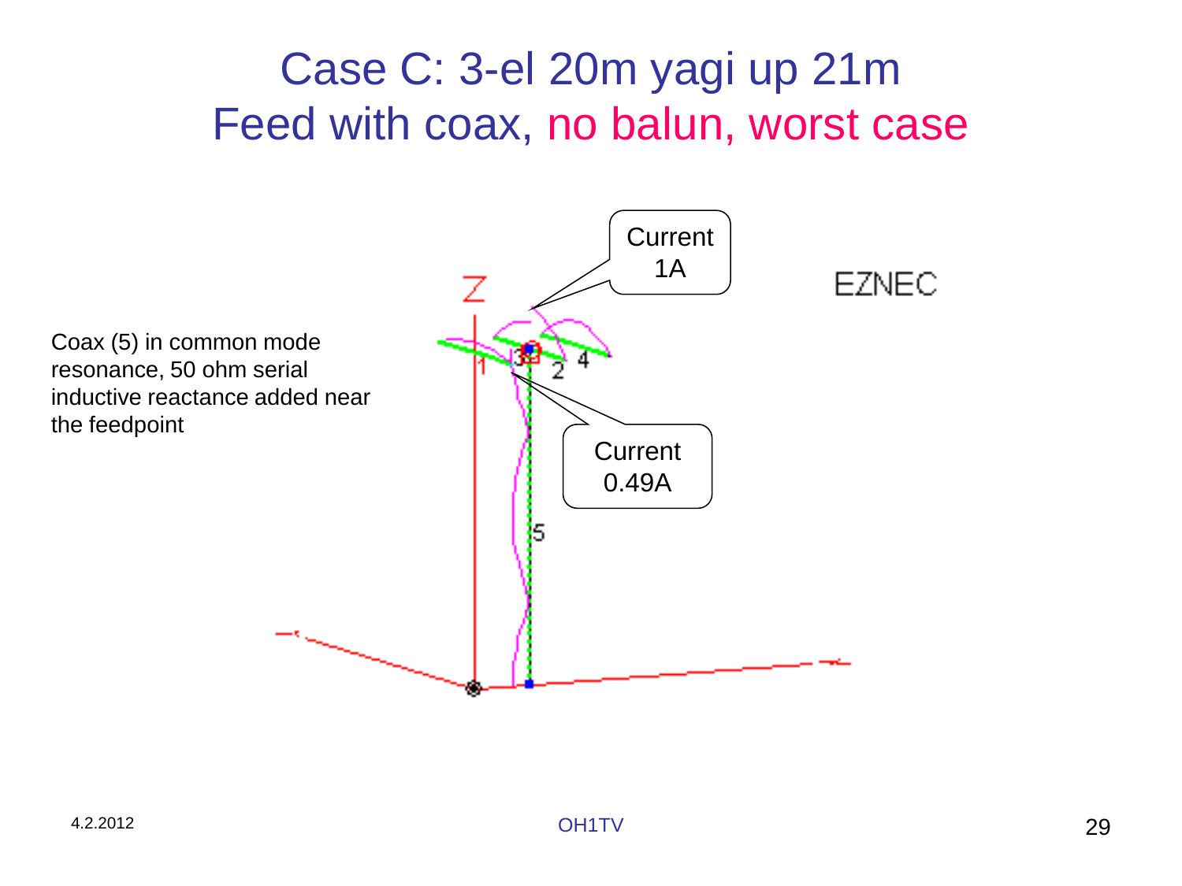# Case C: 3-el 20m yagi up 21m
# Feed with coax, no balun, worst case

Coax (5) in common mode resonance, 50 ohm serial inductive reactance added near the feedpoint

Current 1A

Current 0.49A

EZNEC

4.2.2012

OH1TV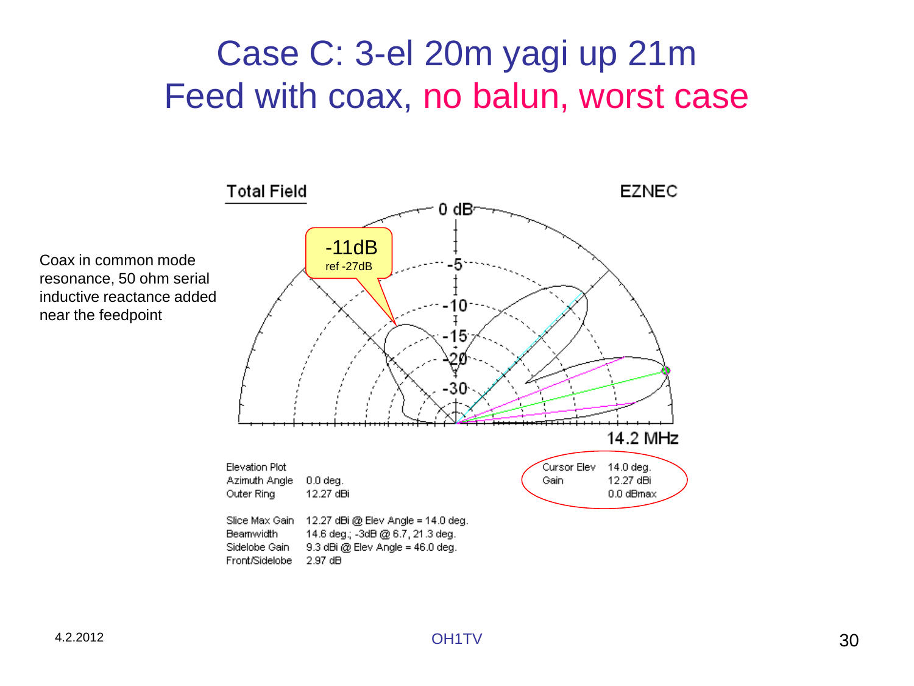# Case C: 3-el 20m yagi up 21m
# Feed with coax, no balun, worst case

Coax in common mode resonance, 50 ohm serial inductive reactance added near the feedpoint

Total Field — EZNEC

-11dB
ref -27dB

14.2 MHz

| | |
|---|---|
| Elevation Plot | |
| Azimuth Angle | 0.0 deg. |
| Outer Ring | 12.27 dBi |

| | |
|---|---|
| Cursor Elev | 14.0 deg. |
| Gain | 12.27 dBi |
| | 0.0 dBmax |

| | |
|---|---|
| Slice Max Gain | 12.27 dBi @ Elev Angle = 14.0 deg. |
| Beamwidth | 14.6 deg.; -3dB @ 6.7, 21.3 deg. |
| Sidelobe Gain | 9.3 dBi @ Elev Angle = 46.0 deg. |
| Front/Sidelobe | 2.97 dB |

4.2.2012 — OH1TV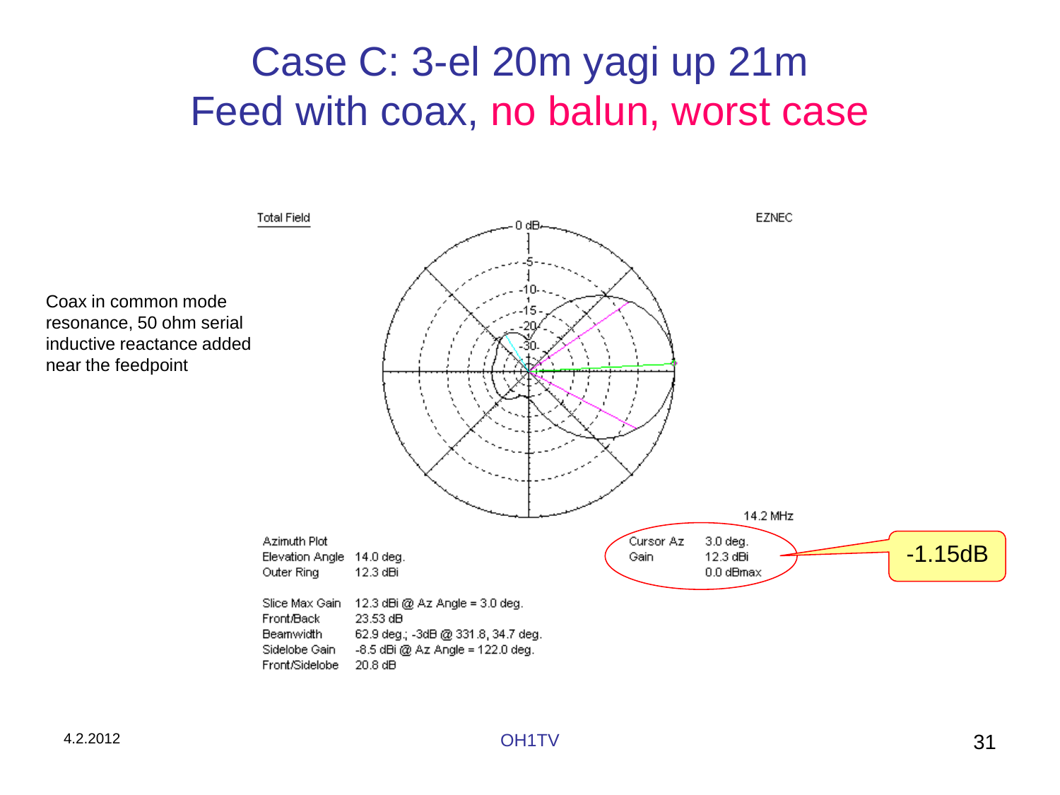# Case C: 3-el 20m yagi up 21m
# Feed with coax, no balun, worst case

Coax in common mode resonance, 50 ohm serial inductive reactance added near the feedpoint

Total Field

EZNEC

14.2 MHz

| | |
|---|---|
| Azimuth Plot | |
| Elevation Angle | 14.0 deg. |
| Outer Ring | 12.3 dBi |

| | |
|---|---|
| Cursor Az | 3.0 deg. |
| Gain | 12.3 dBi |
| | 0.0 dBmax |

-1.15dB

| | |
|---|---|
| Slice Max Gain | 12.3 dBi @ Az Angle = 3.0 deg. |
| Front/Back | 23.53 dB |
| Beamwidth | 62.9 deg.; -3dB @ 331.8, 34.7 deg. |
| Sidelobe Gain | -8.5 dBi @ Az Angle = 122.0 deg. |
| Front/Sidelobe | 20.8 dB |

4.2.2012

OH1TV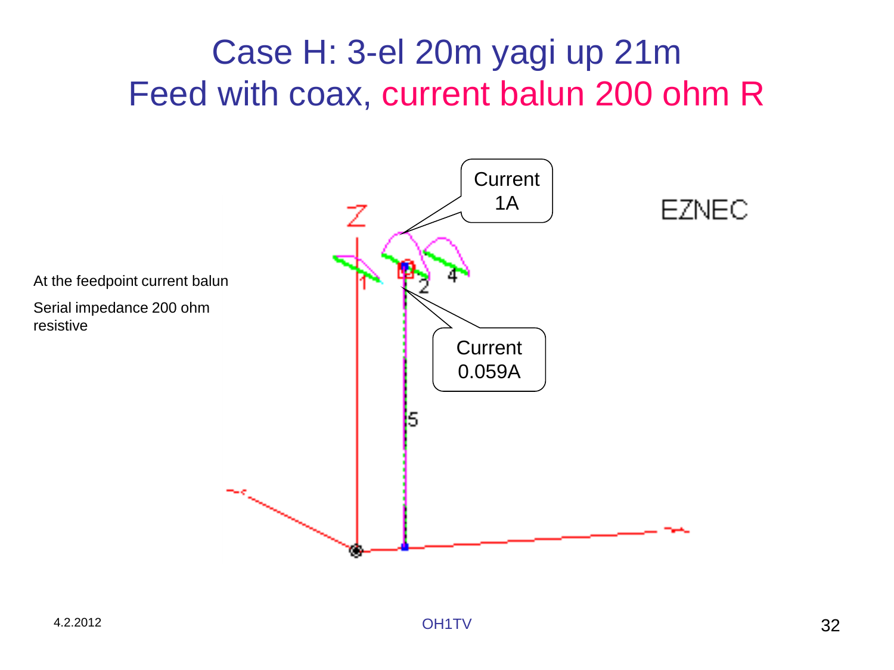# Case H: 3-el 20m yagi up 21m
# Feed with coax, current balun 200 ohm R

At the feedpoint current balun

Serial impedance 200 ohm resistive

Current 1A

Current 0.059A

EZNEC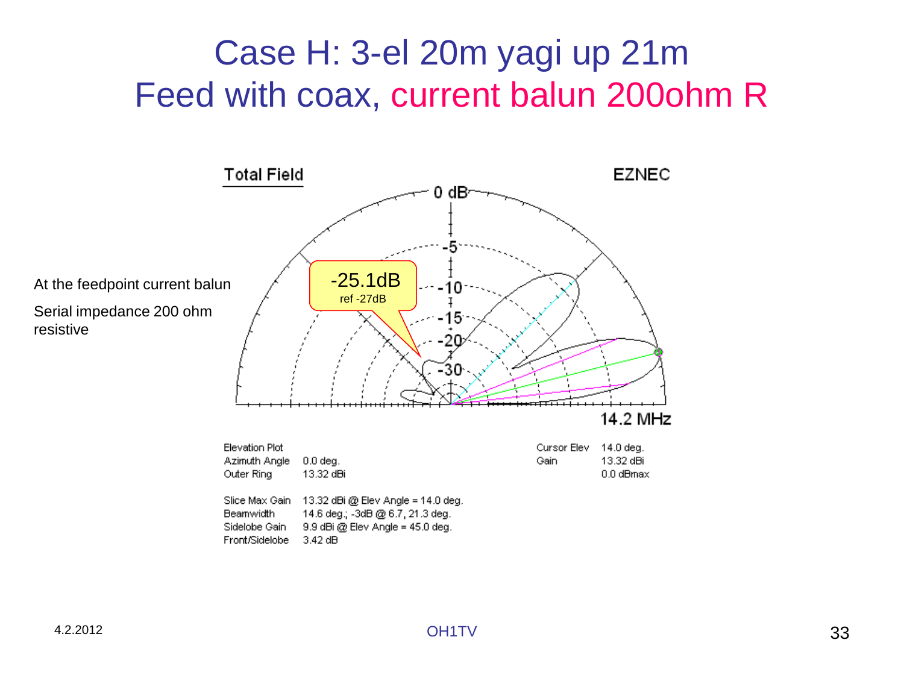# Case H: 3-el 20m yagi up 21m
# Feed with coax, current balun 200ohm R

At the feedpoint current balun

Serial impedance 200 ohm resistive

Total Field

EZNEC

-25.1dB
ref -27dB

14.2 MHz

Elevation Plot
Azimuth Angle 0.0 deg.
Outer Ring 13.32 dBi

Cursor Elev 14.0 deg.
Gain 13.32 dBi
0.0 dBmax

Slice Max Gain 13.32 dBi @ Elev Angle = 14.0 deg.
Beamwidth 14.6 deg.; -3dB @ 6.7, 21.3 deg.
Sidelobe Gain 9.9 dBi @ Elev Angle = 45.0 deg.
Front/Sidelobe 3.42 dB

4.2.2012

OH1TV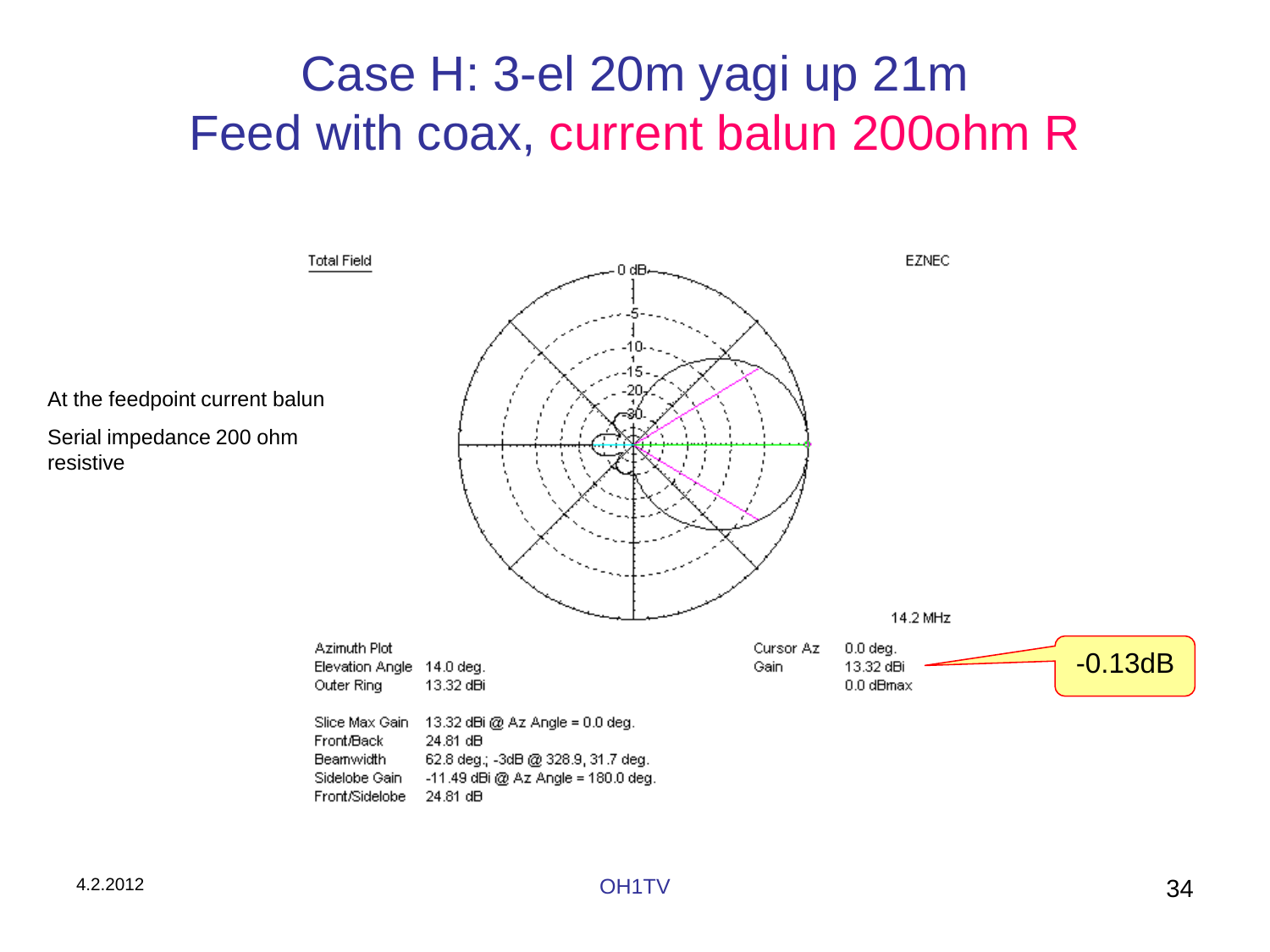# Case H: 3-el 20m yagi up 21m
# Feed with coax, current balun 200ohm R

At the feedpoint current balun

Serial impedance 200 ohm resistive

Total Field

EZNEC

14.2 MHz

| | |
|---|---|
| Azimuth Plot | |
| Elevation Angle | 14.0 deg. |
| Outer Ring | 13.32 dBi |

| | |
|---|---|
| Cursor Az | 0.0 deg. |
| Gain | 13.32 dBi |
| | 0.0 dBmax |

-0.13dB

| | |
|---|---|
| Slice Max Gain | 13.32 dBi @ Az Angle = 0.0 deg. |
| Front/Back | 24.81 dB |
| Beamwidth | 62.8 deg.; -3dB @ 328.9, 31.7 deg. |
| Sidelobe Gain | -11.49 dBi @ Az Angle = 180.0 deg. |
| Front/Sidelobe | 24.81 dB |

4.2.2012

OH1TV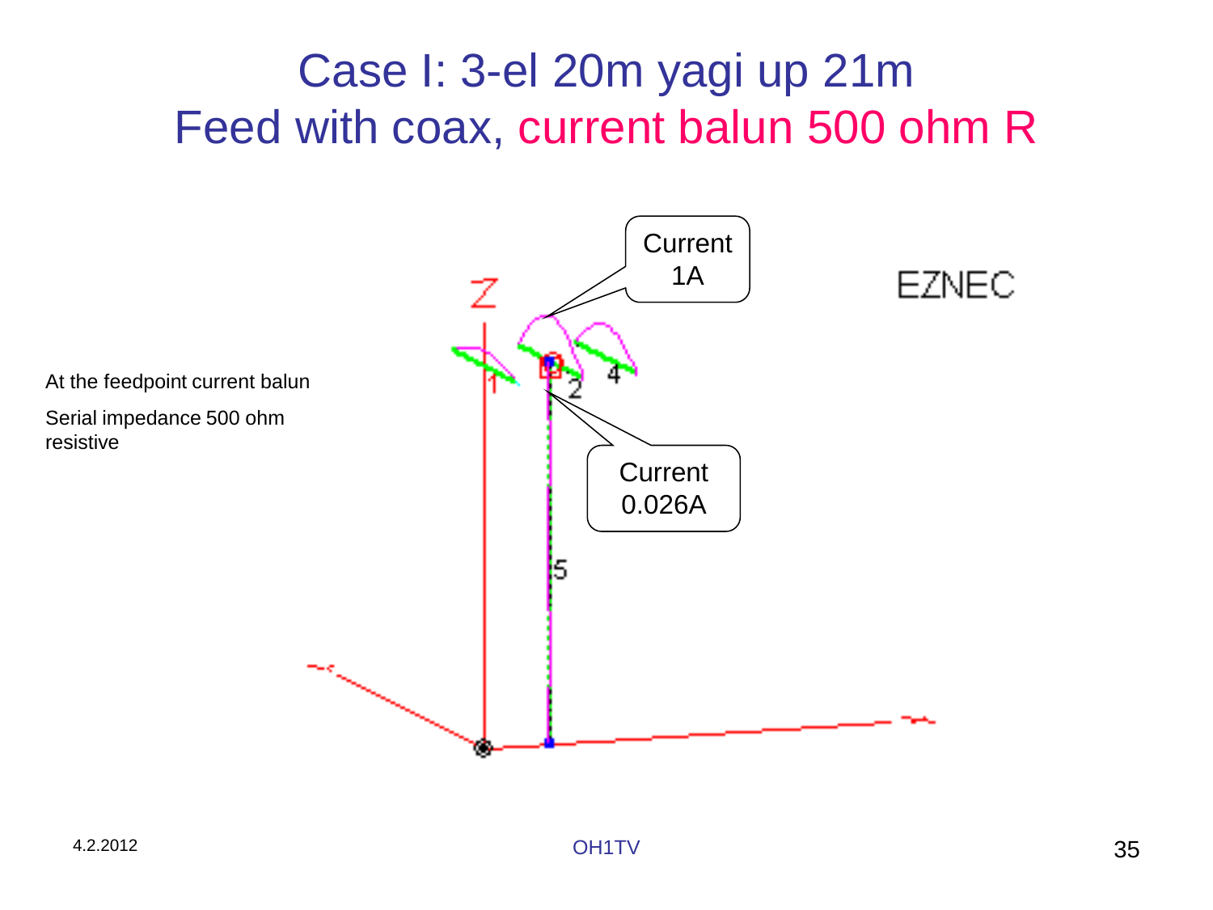# Case I: 3-el 20m yagi up 21m
# Feed with coax, current balun 500 ohm R

At the feedpoint current balun

Serial impedance 500 ohm resistive

Current 1A

Current 0.026A

EZNEC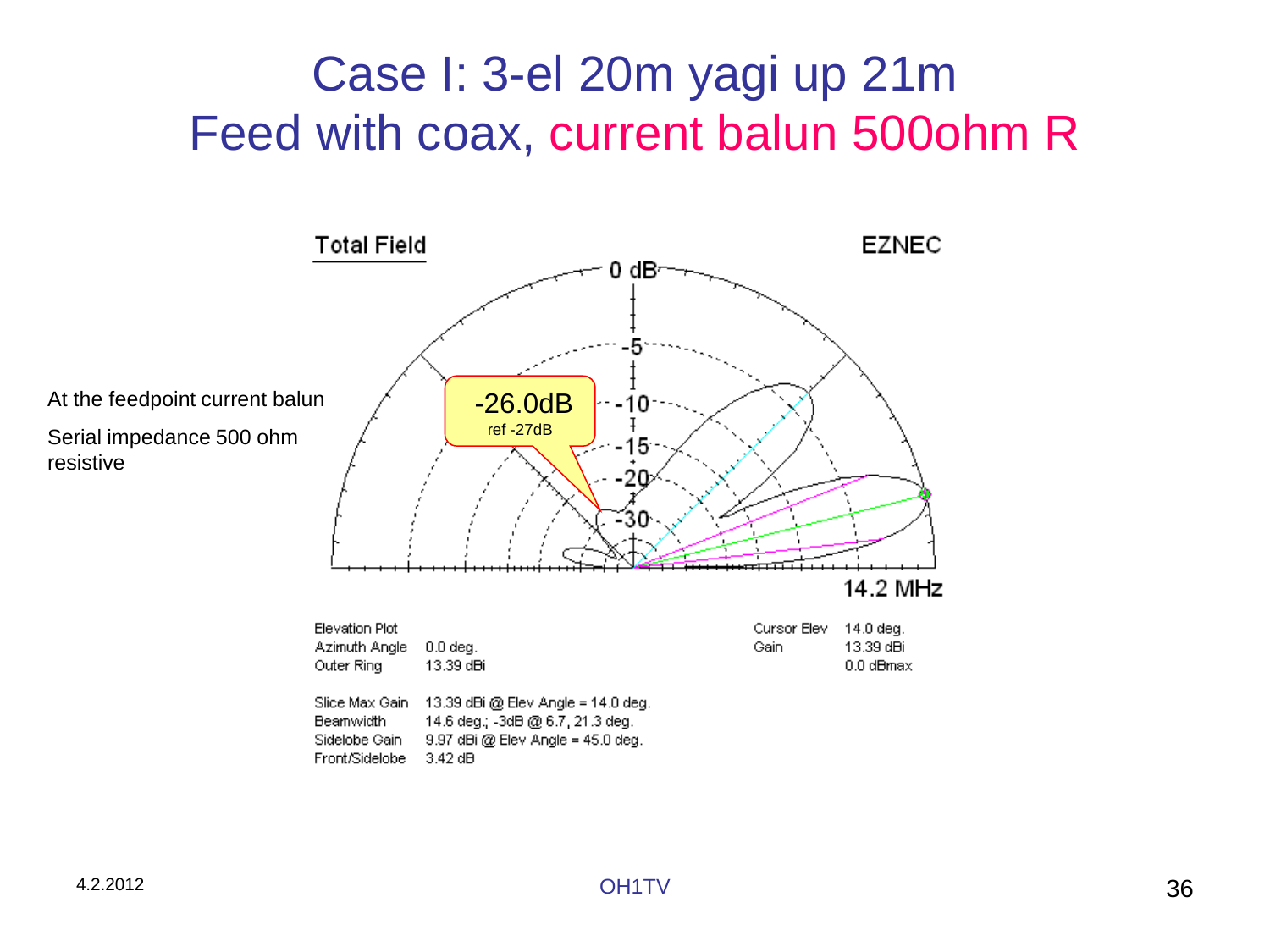# Case I: 3-el 20m yagi up 21m
# Feed with coax, current balun 500ohm R

At the feedpoint current balun

Serial impedance 500 ohm resistive

Total Field

EZNEC

-26.0dB
ref -27dB

14.2 MHz

| | |
|---|---|
| Elevation Plot | |
| Azimuth Angle | 0.0 deg. |
| Outer Ring | 13.39 dBi |

| | |
|---|---|
| Cursor Elev | 14.0 deg. |
| Gain | 13.39 dBi |
| | 0.0 dBmax |

| | |
|---|---|
| Slice Max Gain | 13.39 dBi @ Elev Angle = 14.0 deg. |
| Beamwidth | 14.6 deg.; -3dB @ 6.7, 21.3 deg. |
| Sidelobe Gain | 9.97 dBi @ Elev Angle = 45.0 deg. |
| Front/Sidelobe | 3.42 dB |

4.2.2012

OH1TV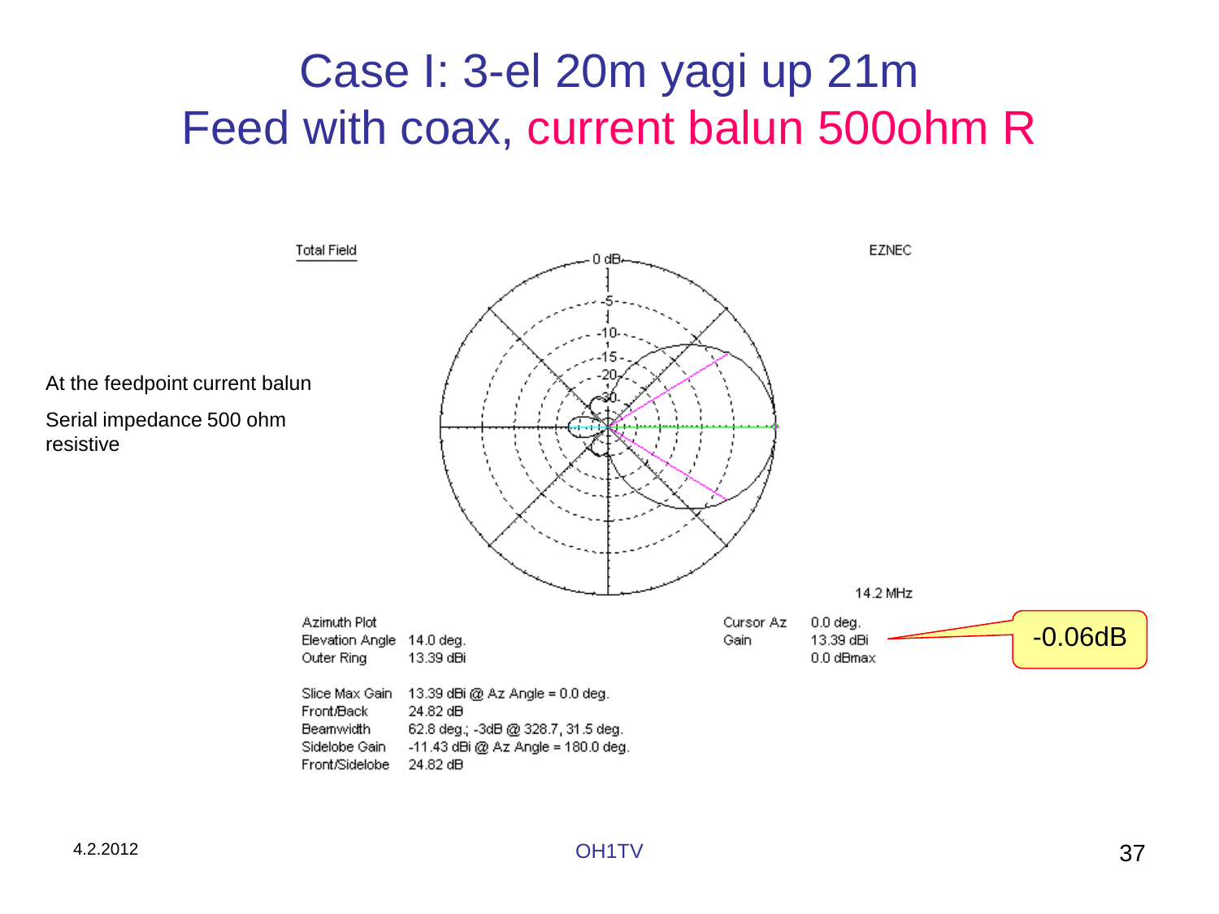# Case I: 3-el 20m yagi up 21m
# Feed with coax, current balun 500ohm R

At the feedpoint current balun

Serial impedance 500 ohm resistive

Total Field

EZNEC

14.2 MHz

Azimuth Plot
Elevation Angle 14.0 deg.
Outer Ring 13.39 dBi

Cursor Az 0.0 deg.
Gain 13.39 dBi
0.0 dBmax

-0.06dB

Slice Max Gain 13.39 dBi @ Az Angle = 0.0 deg.
Front/Back 24.82 dB
Beamwidth 62.8 deg.; -3dB @ 328.7, 31.5 deg.
Sidelobe Gain -11.43 dBi @ Az Angle = 180.0 deg.
Front/Sidelobe 24.82 dB

4.2.2012

OH1TV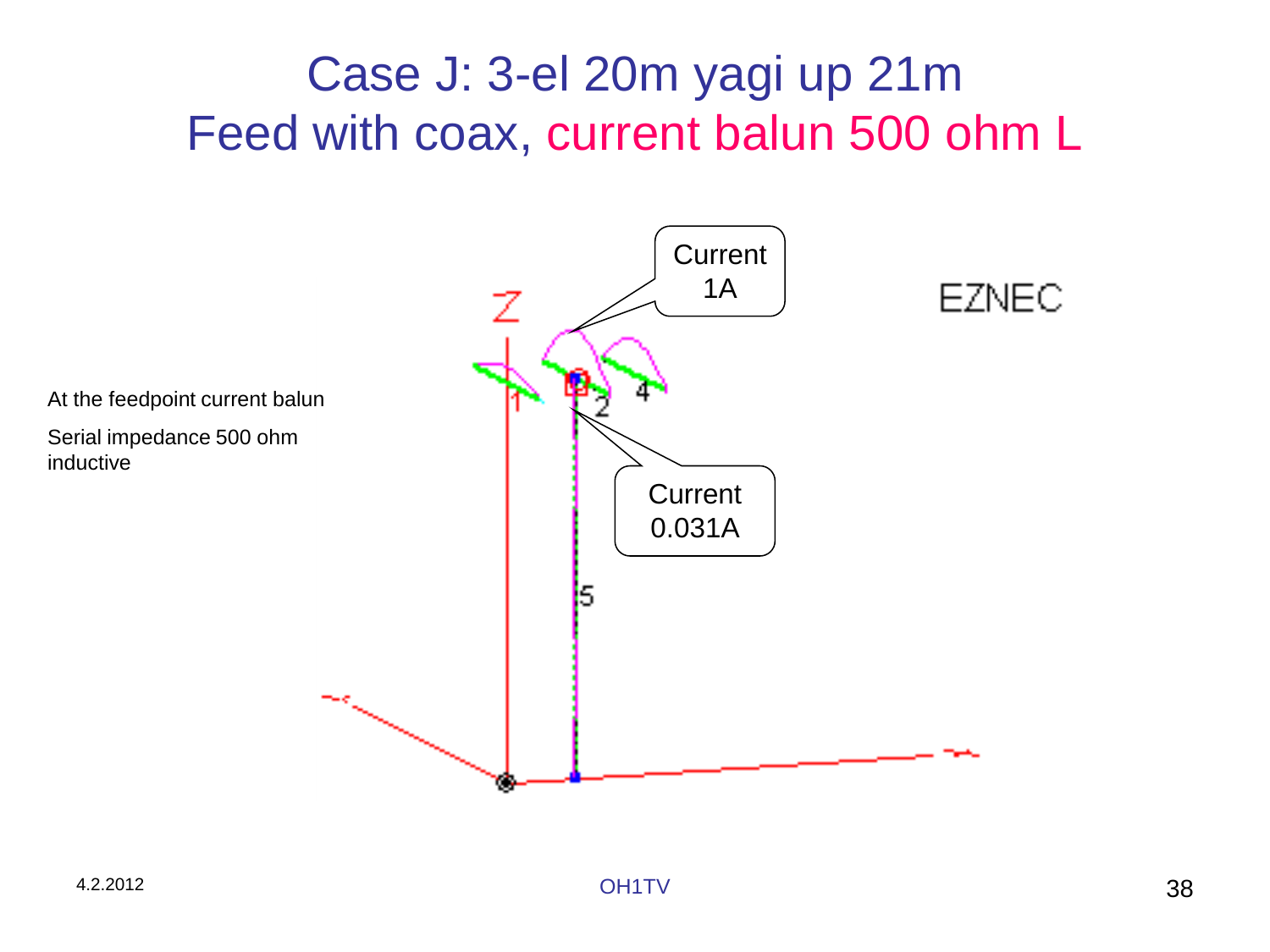# Case J: 3-el 20m yagi up 21m
# Feed with coax, current balun 500 ohm L

At the feedpoint current balun

Serial impedance 500 ohm inductive

Current 1A

Current 0.031A

EZNEC

4.2.2012

OH1TV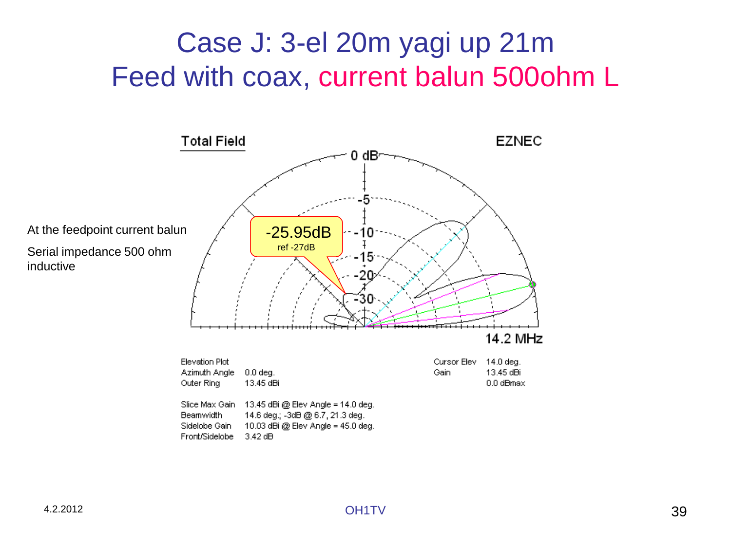# Case J: 3-el 20m yagi up 21m
# Feed with coax, current balun 500ohm L

At the feedpoint current balun

Serial impedance 500 ohm inductive

-25.95dB
ref -27dB

Total Field

EZNEC

14.2 MHz

| | | | |
|---|---|---|---|
| Elevation Plot | | Cursor Elev | 14.0 deg. |
| Azimuth Angle | 0.0 deg. | Gain | 13.45 dBi |
| Outer Ring | 13.45 dBi | | 0.0 dBmax |

| | |
|---|---|
| Slice Max Gain | 13.45 dBi @ Elev Angle = 14.0 deg. |
| Beamwidth | 14.6 deg.; -3dB @ 6.7, 21.3 deg. |
| Sidelobe Gain | 10.03 dBi @ Elev Angle = 45.0 deg. |
| Front/Sidelobe | 3.42 dB |

4.2.2012

OH1TV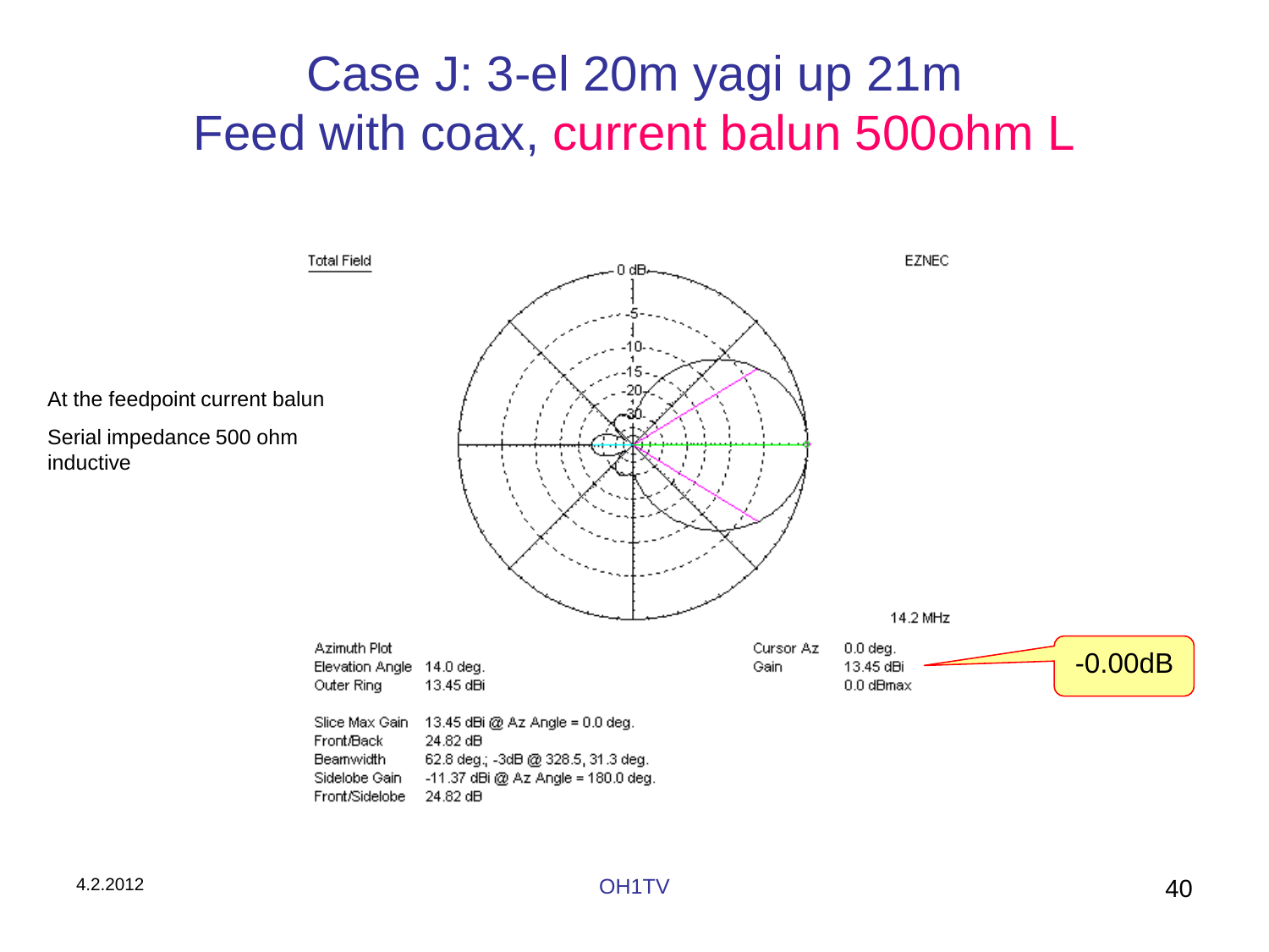# Case J: 3-el 20m yagi up 21m
# Feed with coax, current balun 500ohm L

At the feedpoint current balun

Serial impedance 500 ohm inductive

Total Field

EZNEC

14.2 MHz

| Azimuth Plot | |
|---|---|
| Elevation Angle | 14.0 deg. |
| Outer Ring | 13.45 dBi |

| Cursor Az | 0.0 deg. |
|---|---|
| Gain | 13.45 dBi |
| | 0.0 dBmax |

-0.00dB

| Slice Max Gain | 13.45 dBi @ Az Angle = 0.0 deg. |
|---|---|
| Front/Back | 24.82 dB |
| Beamwidth | 62.8 deg.; -3dB @ 328.5, 31.3 deg. |
| Sidelobe Gain | -11.37 dBi @ Az Angle = 180.0 deg. |
| Front/Sidelobe | 24.82 dB |

4.2.2012

OH1TV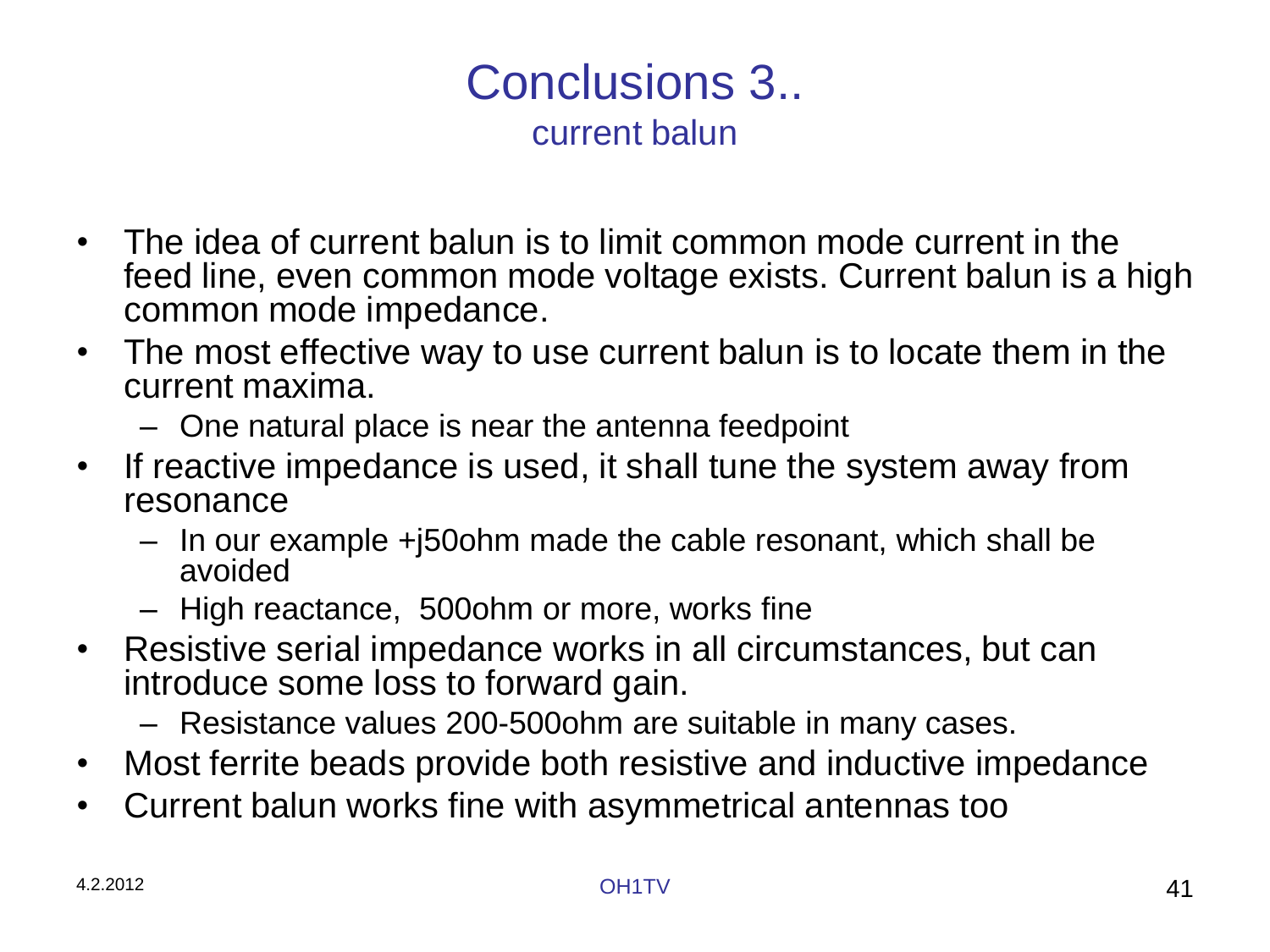# Conclusions 3..

## current balun

- The idea of current balun is to limit common mode current in the feed line, even common mode voltage exists. Current balun is a high common mode impedance.
- The most effective way to use current balun is to locate them in the current maxima.
  - One natural place is near the antenna feedpoint
- If reactive impedance is used, it shall tune the system away from resonance
  - In our example +j50ohm made the cable resonant, which shall be avoided
  - High reactance, 500ohm or more, works fine
- Resistive serial impedance works in all circumstances, but can introduce some loss to forward gain.
  - Resistance values 200-500ohm are suitable in many cases.
- Most ferrite beads provide both resistive and inductive impedance
- Current balun works fine with asymmetrical antennas too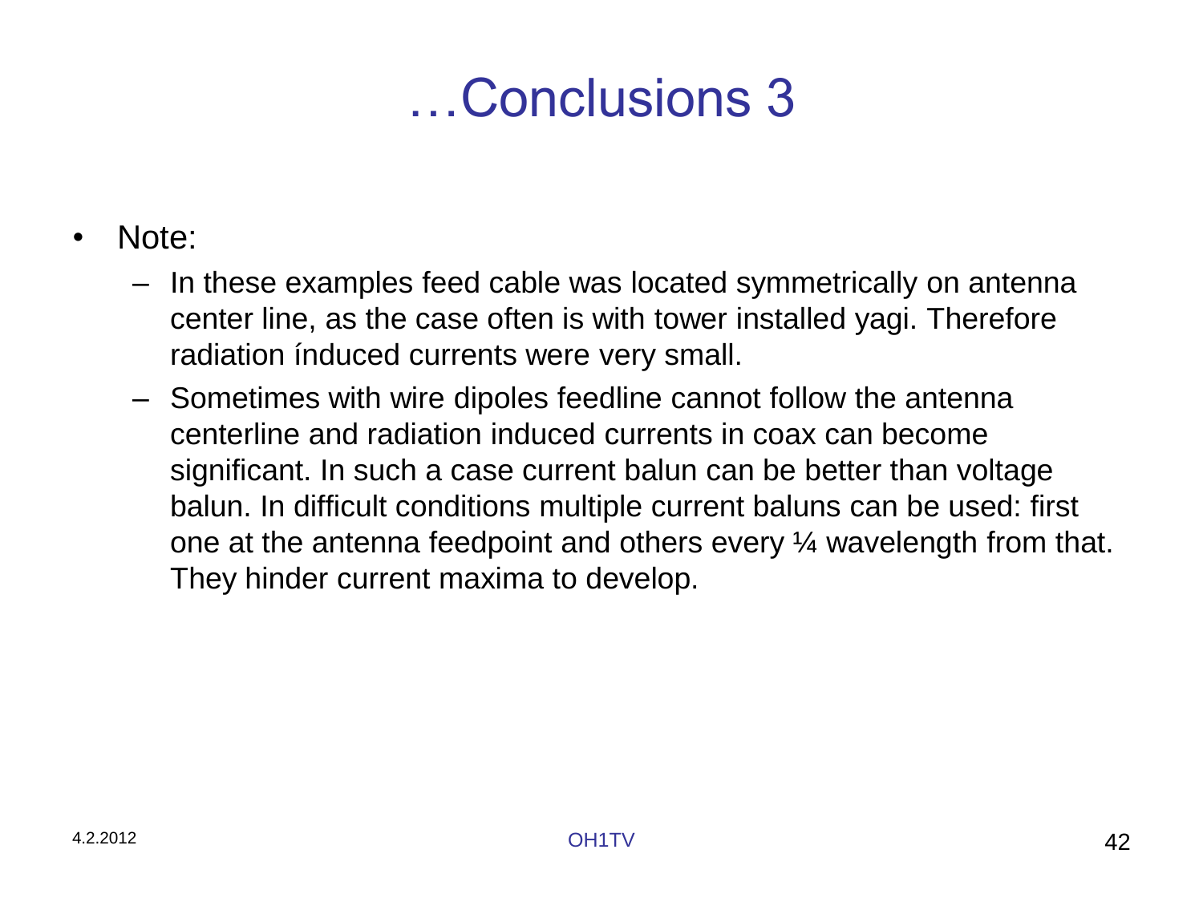# …Conclusions 3

- Note:
  - In these examples feed cable was located symmetrically on antenna center line, as the case often is with tower installed yagi. Therefore radiation índuced currents were very small.
  - Sometimes with wire dipoles feedline cannot follow the antenna centerline and radiation induced currents in coax can become significant. In such a case current balun can be better than voltage balun. In difficult conditions multiple current baluns can be used: first one at the antenna feedpoint and others every ¼ wavelength from that. They hinder current maxima to develop.